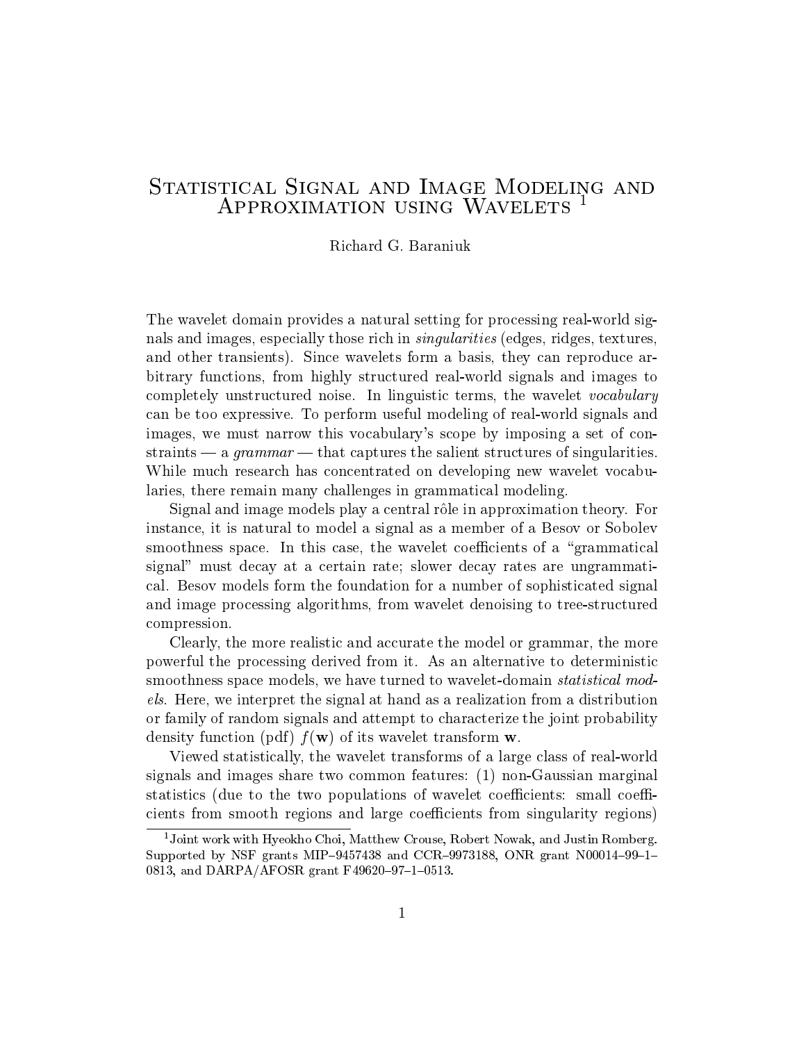# Statistical Signal and Image Modeling and Approximation using Wavelets [1]

Richard G. Baraniuk

The wavelet domain provides a natural setting for processing real-world signals and images, especially those rich in *singularities* (edges, ridges, textures, and other transients). Since wavelets form a basis, they can reproduce arbitrary functions, from highly structured real-world signals and images to completely unstructured noise. In linguistic terms, the wavelet *vocabulary* can be too expressive. To perform useful modeling of real-world signals and images, we must narrow this vocabulary's scope by imposing a set of constraints — a *grammar* — that captures the salient structures of singularities. While much research has concentrated on developing new wavelet vocabularies, there remain many challenges in grammatical modeling.

Signal and image models play a central rôle in approximation theory. For instance, it is natural to model a signal as a member of a Besov or Sobolev smoothness space. In this case, the wavelet coefficients of a "grammatical signal" must decay at a certain rate; slower decay rates are ungrammatical. Besov models form the foundation for a number of sophisticated signal and image processing algorithms, from wavelet denoising to tree-structured compression.

Clearly, the more realistic and accurate the model or grammar, the more powerful the processing derived from it. As an alternative to deterministic smoothness space models, we have turned to wavelet-domain *statistical models*. Here, we interpret the signal at hand as a realization from a distribution or family of random signals and attempt to characterize the joint probability density function (pdf) $f(\mathbf{w})$ of its wavelet transform $\mathbf{w}$.

Viewed statistically, the wavelet transforms of a large class of real-world signals and images share two common features: (1) non-Gaussian marginal statistics (due to the two populations of wavelet coefficients: small coefficients from smooth regions and large coefficients from singularity regions)

[1] Joint work with Hyeokho Choi, Matthew Crouse, Robert Nowak, and Justin Romberg. Supported by NSF grants MIP–9457438 and CCR–9973188, ONR grant N00014–99–1–0813, and DARPA/AFOSR grant F49620–97–1–0513.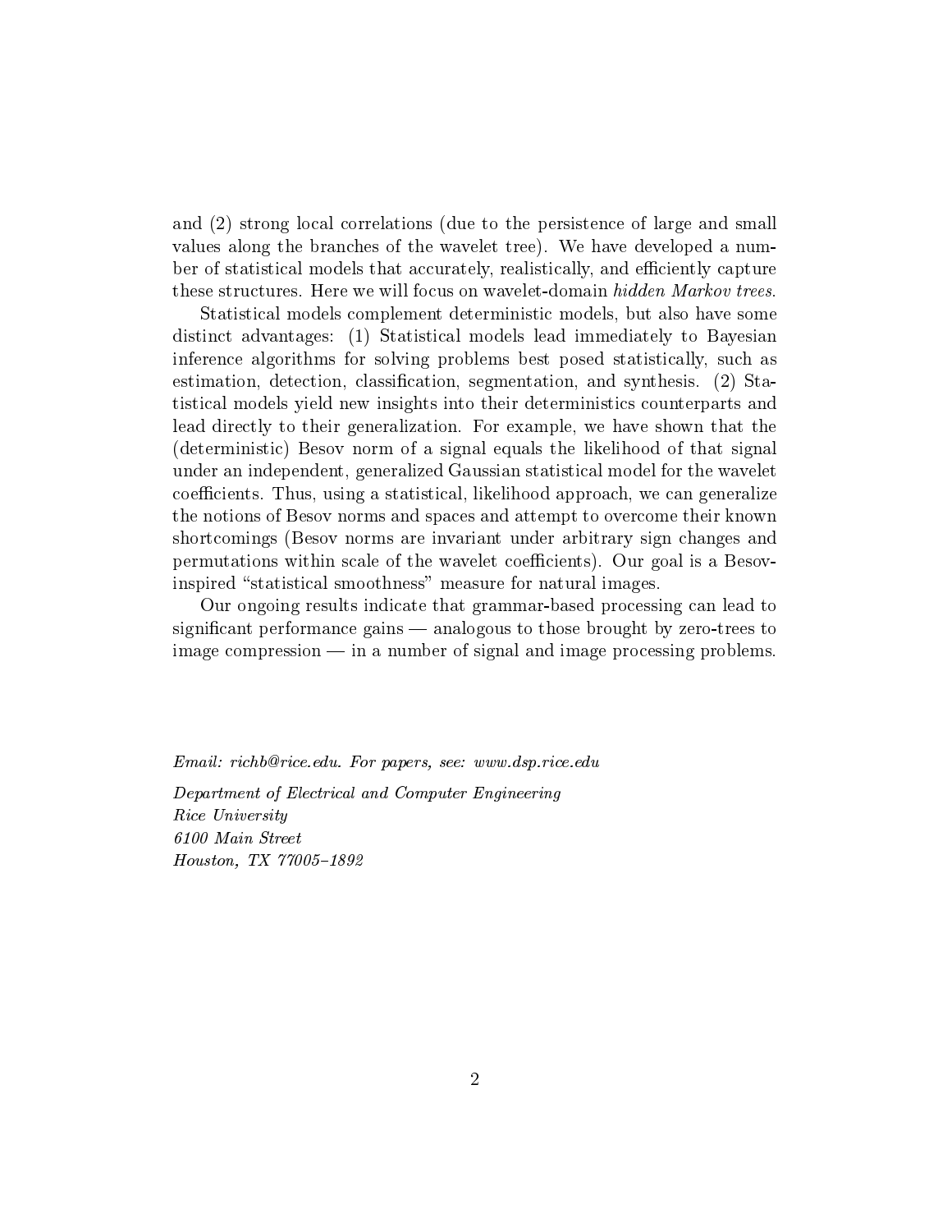and (2) strong local correlations (due to the persistence of large and small values along the branches of the wavelet tree). We have developed a number of statistical models that accurately, realistically, and efficiently capture these structures. Here we will focus on wavelet-domain *hidden Markov trees*.

Statistical models complement deterministic models, but also have some distinct advantages: (1) Statistical models lead immediately to Bayesian inference algorithms for solving problems best posed statistically, such as estimation, detection, classification, segmentation, and synthesis. (2) Statistical models yield new insights into their deterministics counterparts and lead directly to their generalization. For example, we have shown that the (deterministic) Besov norm of a signal equals the likelihood of that signal under an independent, generalized Gaussian statistical model for the wavelet coefficients. Thus, using a statistical, likelihood approach, we can generalize the notions of Besov norms and spaces and attempt to overcome their known shortcomings (Besov norms are invariant under arbitrary sign changes and permutations within scale of the wavelet coefficients). Our goal is a Besov-inspired "statistical smoothness" measure for natural images.

Our ongoing results indicate that grammar-based processing can lead to significant performance gains — analogous to those brought by zero-trees to image compression — in a number of signal and image processing problems.

*Email: richb@rice.edu. For papers, see: www.dsp.rice.edu*

*Department of Electrical and Computer Engineering*
*Rice University*
*6100 Main Street*
*Houston, TX 77005–1892*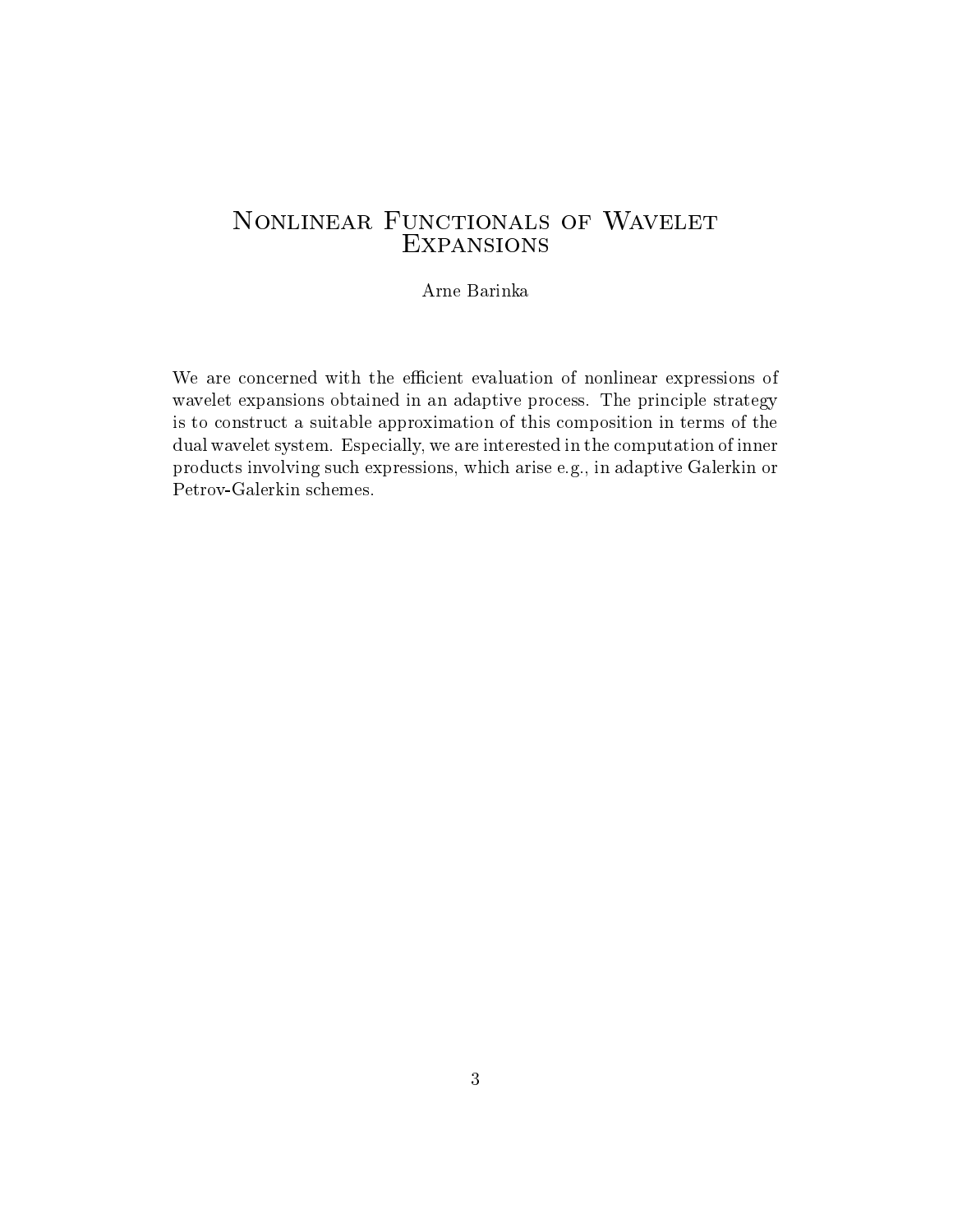# Nonlinear Functionals of Wavelet Expansions

Arne Barinka

We are concerned with the efficient evaluation of nonlinear expressions of wavelet expansions obtained in an adaptive process. The principle strategy is to construct a suitable approximation of this composition in terms of the dual wavelet system. Especially, we are interested in the computation of inner products involving such expressions, which arise e.g., in adaptive Galerkin or Petrov-Galerkin schemes.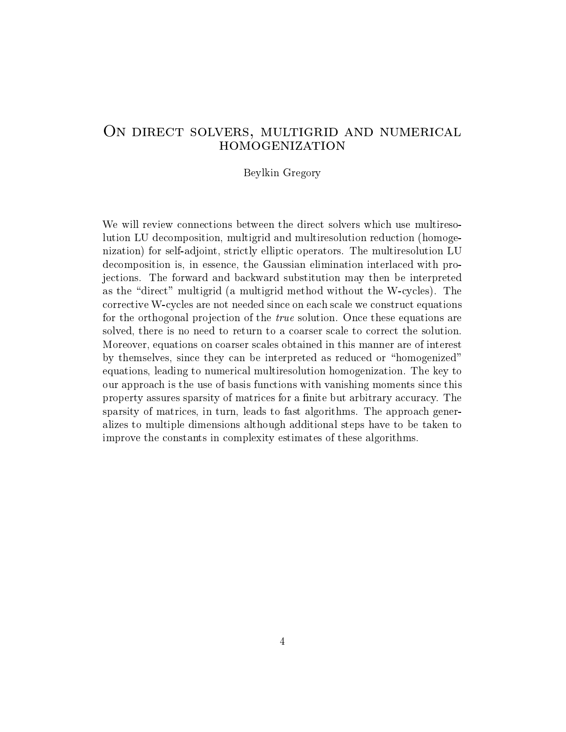# On direct solvers, multigrid and numerical homogenization

Beylkin Gregory

We will review connections between the direct solvers which use multiresolution LU decomposition, multigrid and multiresolution reduction (homogenization) for self-adjoint, strictly elliptic operators. The multiresolution LU decomposition is, in essence, the Gaussian elimination interlaced with projections. The forward and backward substitution may then be interpreted as the "direct" multigrid (a multigrid method without the W-cycles). The corrective W-cycles are not needed since on each scale we construct equations for the orthogonal projection of the *true* solution. Once these equations are solved, there is no need to return to a coarser scale to correct the solution. Moreover, equations on coarser scales obtained in this manner are of interest by themselves, since they can be interpreted as reduced or "homogenized" equations, leading to numerical multiresolution homogenization. The key to our approach is the use of basis functions with vanishing moments since this property assures sparsity of matrices for a finite but arbitrary accuracy. The sparsity of matrices, in turn, leads to fast algorithms. The approach generalizes to multiple dimensions although additional steps have to be taken to improve the constants in complexity estimates of these algorithms.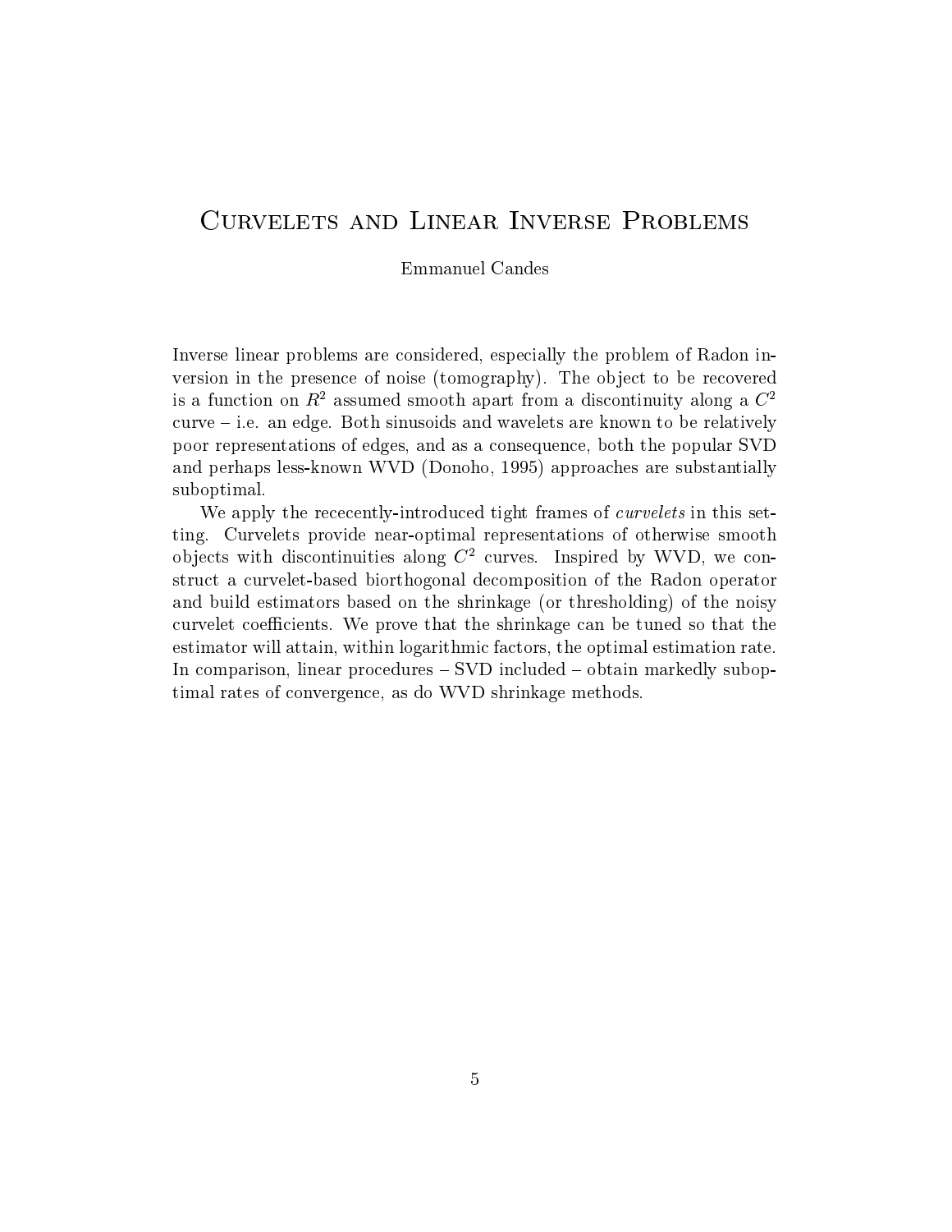# Curvelets and Linear Inverse Problems

Emmanuel Candes

Inverse linear problems are considered, especially the problem of Radon inversion in the presence of noise (tomography). The object to be recovered is a function on $R^2$ assumed smooth apart from a discontinuity along a $C^2$ curve – i.e. an edge. Both sinusoids and wavelets are known to be relatively poor representations of edges, and as a consequence, both the popular SVD and perhaps less-known WVD (Donoho, 1995) approaches are substantially suboptimal.

We apply the rececently-introduced tight frames of *curvelets* in this setting. Curvelets provide near-optimal representations of otherwise smooth objects with discontinuities along $C^2$ curves. Inspired by WVD, we construct a curvelet-based biorthogonal decomposition of the Radon operator and build estimators based on the shrinkage (or thresholding) of the noisy curvelet coefficients. We prove that the shrinkage can be tuned so that the estimator will attain, within logarithmic factors, the optimal estimation rate. In comparison, linear procedures – SVD included – obtain markedly suboptimal rates of convergence, as do WVD shrinkage methods.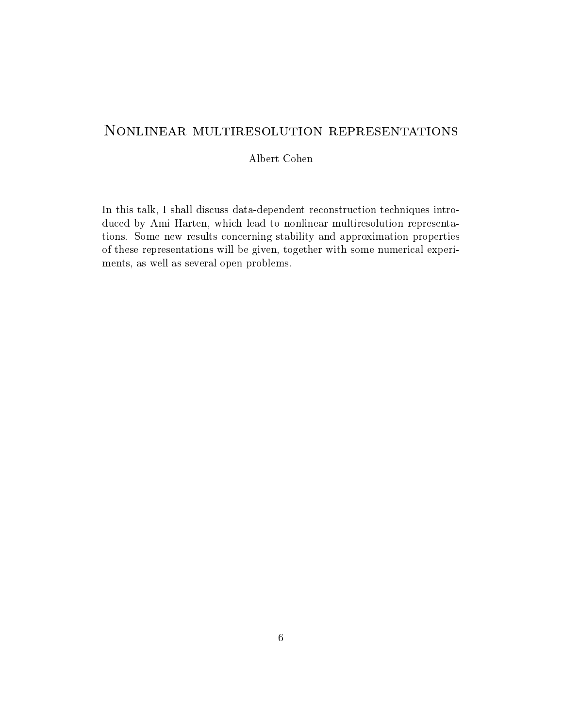# Nonlinear multiresolution representations

Albert Cohen

In this talk, I shall discuss data-dependent reconstruction techniques introduced by Ami Harten, which lead to nonlinear multiresolution representations. Some new results concerning stability and approximation properties of these representations will be given, together with some numerical experiments, as well as several open problems.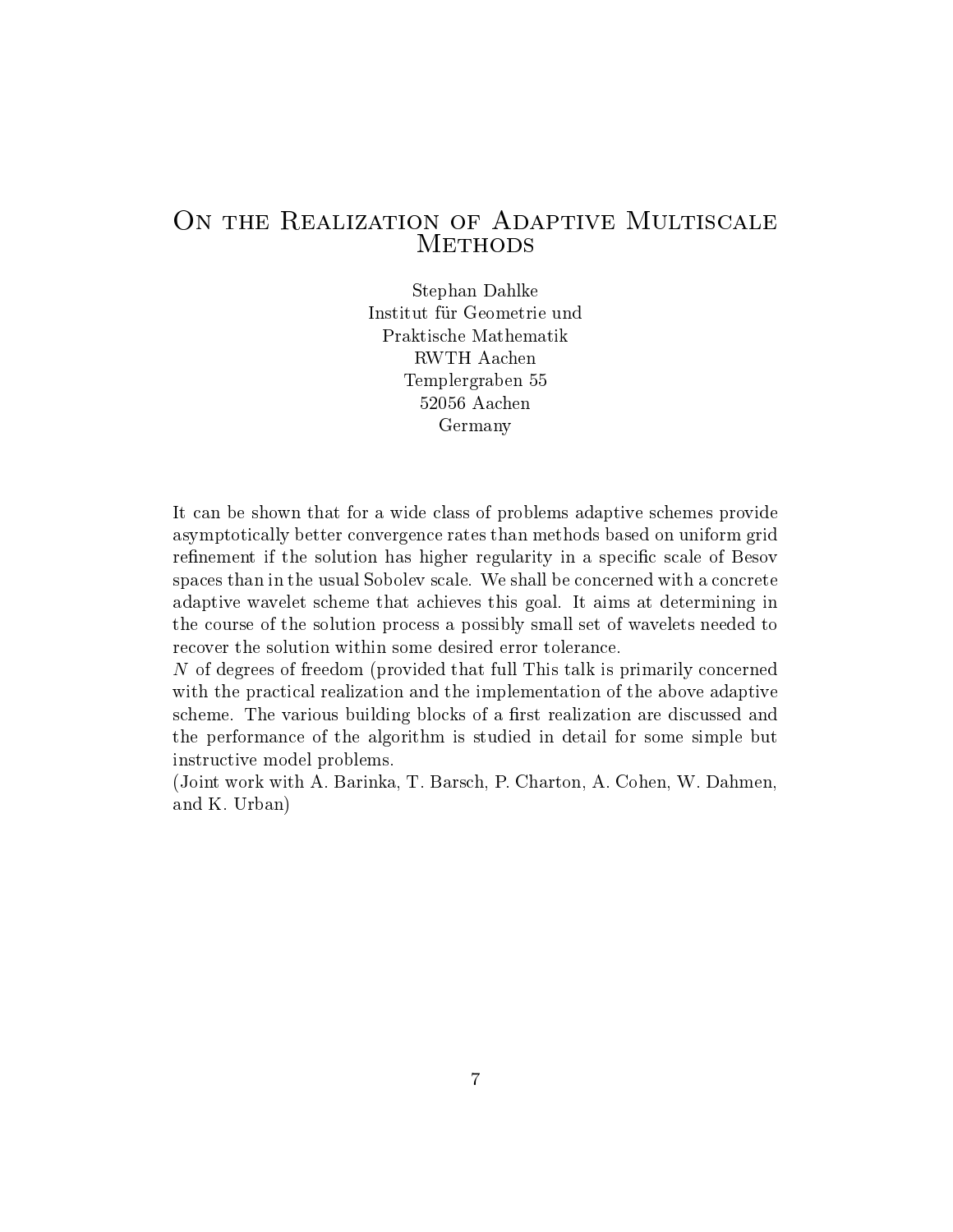# On the Realization of Adaptive Multiscale Methods

Stephan Dahlke  
Institut für Geometrie und  
Praktische Mathematik  
RWTH Aachen  
Templergraben 55  
52056 Aachen  
Germany

It can be shown that for a wide class of problems adaptive schemes provide asymptotically better convergence rates than methods based on uniform grid refinement if the solution has higher regularity in a specific scale of Besov spaces than in the usual Sobolev scale. We shall be concerned with a concrete adaptive wavelet scheme that achieves this goal. It aims at determining in the course of the solution process a possibly small set of wavelets needed to recover the solution within some desired error tolerance.  
$N$ of degrees of freedom (provided that full This talk is primarily concerned with the practical realization and the implementation of the above adaptive scheme. The various building blocks of a first realization are discussed and the performance of the algorithm is studied in detail for some simple but instructive model problems.  
(Joint work with A. Barinka, T. Barsch, P. Charton, A. Cohen, W. Dahmen, and K. Urban)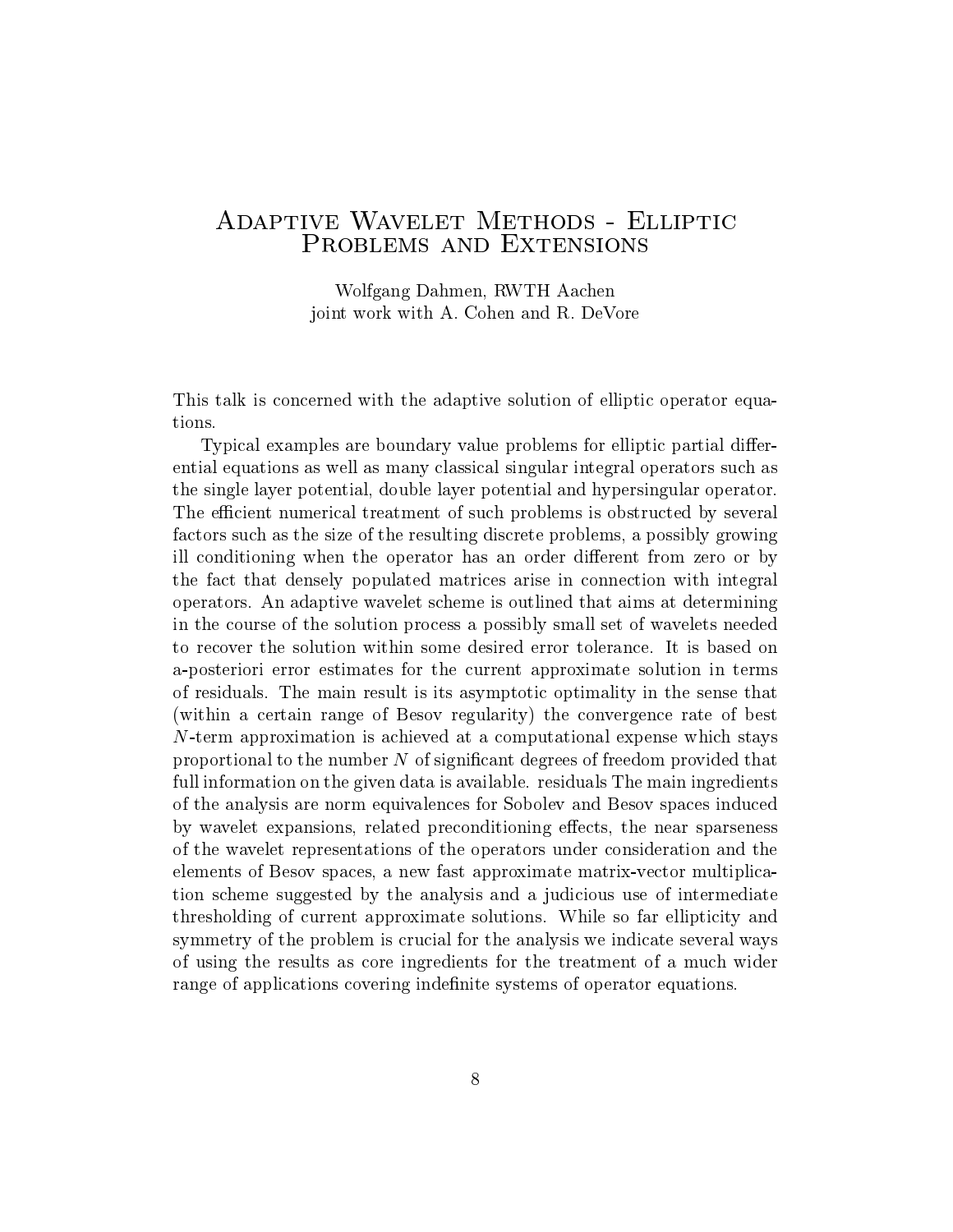# Adaptive Wavelet Methods - Elliptic Problems and Extensions

Wolfgang Dahmen, RWTH Aachen
joint work with A. Cohen and R. DeVore

This talk is concerned with the adaptive solution of elliptic operator equations.

Typical examples are boundary value problems for elliptic partial differential equations as well as many classical singular integral operators such as the single layer potential, double layer potential and hypersingular operator. The efficient numerical treatment of such problems is obstructed by several factors such as the size of the resulting discrete problems, a possibly growing ill conditioning when the operator has an order different from zero or by the fact that densely populated matrices arise in connection with integral operators. An adaptive wavelet scheme is outlined that aims at determining in the course of the solution process a possibly small set of wavelets needed to recover the solution within some desired error tolerance. It is based on a-posteriori error estimates for the current approximate solution in terms of residuals. The main result is its asymptotic optimality in the sense that (within a certain range of Besov regularity) the convergence rate of best $N$-term approximation is achieved at a computational expense which stays proportional to the number $N$ of significant degrees of freedom provided that full information on the given data is available. residuals The main ingredients of the analysis are norm equivalences for Sobolev and Besov spaces induced by wavelet expansions, related preconditioning effects, the near sparseness of the wavelet representations of the operators under consideration and the elements of Besov spaces, a new fast approximate matrix-vector multiplication scheme suggested by the analysis and a judicious use of intermediate thresholding of current approximate solutions. While so far ellipticity and symmetry of the problem is crucial for the analysis we indicate several ways of using the results as core ingredients for the treatment of a much wider range of applications covering indefinite systems of operator equations.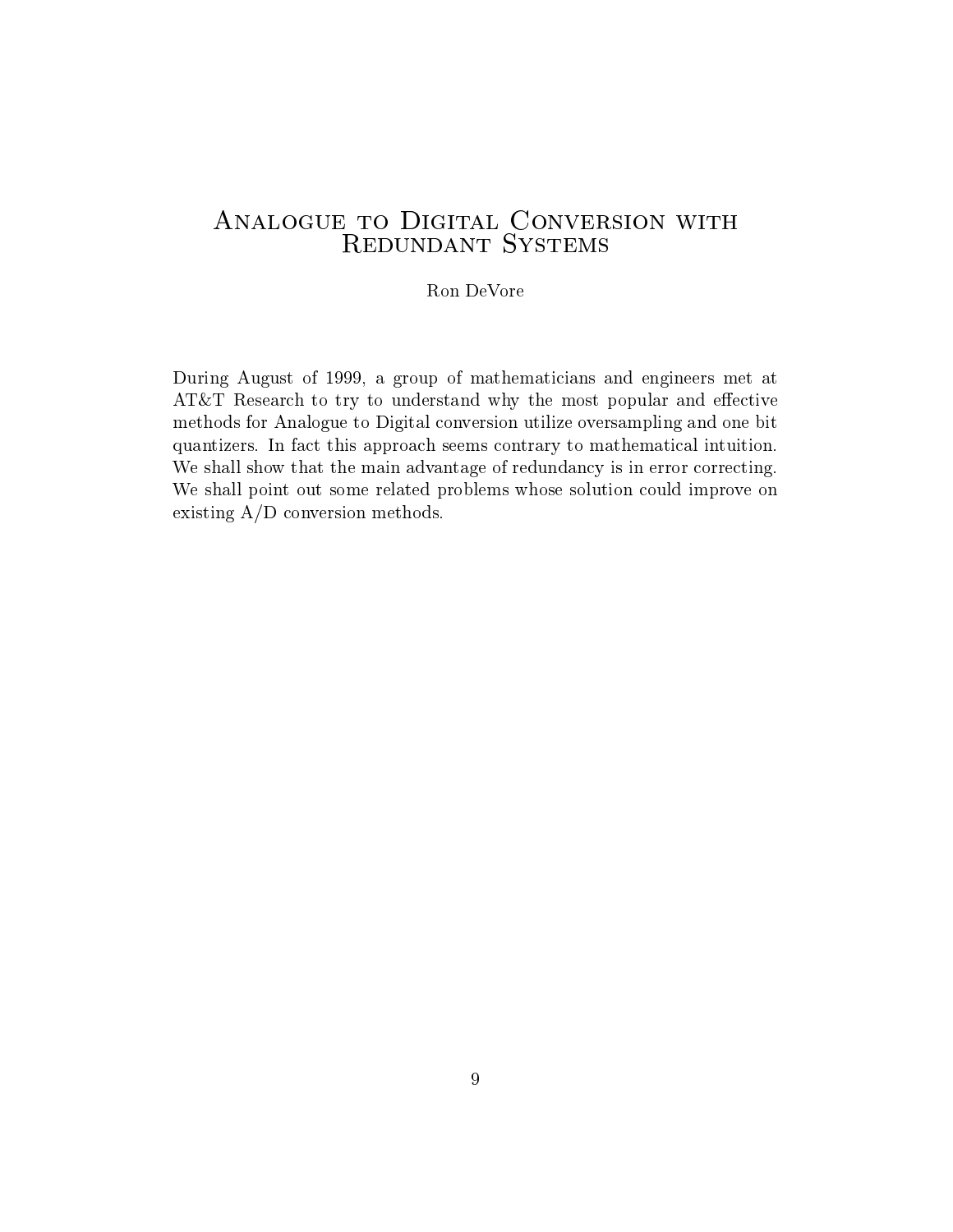# Analogue to Digital Conversion with Redundant Systems

Ron DeVore

During August of 1999, a group of mathematicians and engineers met at AT&T Research to try to understand why the most popular and effective methods for Analogue to Digital conversion utilize oversampling and one bit quantizers. In fact this approach seems contrary to mathematical intuition. We shall show that the main advantage of redundancy is in error correcting. We shall point out some related problems whose solution could improve on existing A/D conversion methods.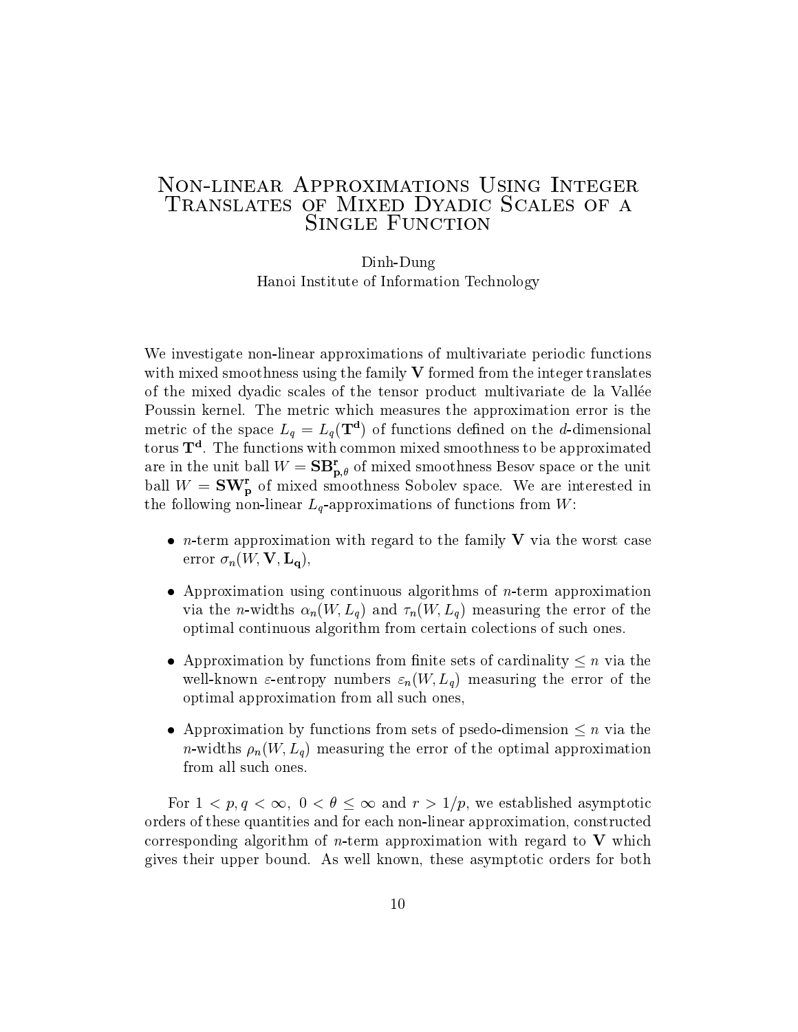# Non-linear Approximations Using Integer Translates of Mixed Dyadic Scales of a Single Function

Dinh-Dung
Hanoi Institute of Information Technology

We investigate non-linear approximations of multivariate periodic functions with mixed smoothness using the family $\mathbf{V}$ formed from the integer translates of the mixed dyadic scales of the tensor product multivariate de la Vallée Poussin kernel. The metric which measures the approximation error is the metric of the space $L_q = L_q(\mathbf{T^d})$ of functions defined on the $d$-dimensional torus $\mathbf{T^d}$. The functions with common mixed smoothness to be approximated are in the unit ball $W = \mathbf{SB^r_{p,\theta}}$ of mixed smoothness Besov space or the unit ball $W = \mathbf{SW^r_p}$ of mixed smoothness Sobolev space. We are interested in the following non-linear $L_q$-approximations of functions from $W$:

- $n$-term approximation with regard to the family $\mathbf{V}$ via the worst case error $\sigma_n(W, \mathbf{V}, \mathbf{L_q})$,
- Approximation using continuous algorithms of $n$-term approximation via the $n$-widths $\alpha_n(W, L_q)$ and $\tau_n(W, L_q)$ measuring the error of the optimal continuous algorithm from certain colections of such ones.
- Approximation by functions from finite sets of cardinality $\leq n$ via the well-known $\varepsilon$-entropy numbers $\varepsilon_n(W, L_q)$ measuring the error of the optimal approximation from all such ones,
- Approximation by functions from sets of psedo-dimension $\leq n$ via the $n$-widths $\rho_n(W, L_q)$ measuring the error of the optimal approximation from all such ones.

For $1 < p, q < \infty,\ 0 < \theta \leq \infty$ and $r > 1/p$, we established asymptotic orders of these quantities and for each non-linear approximation, constructed corresponding algorithm of $n$-term approximation with regard to $\mathbf{V}$ which gives their upper bound. As well known, these asymptotic orders for both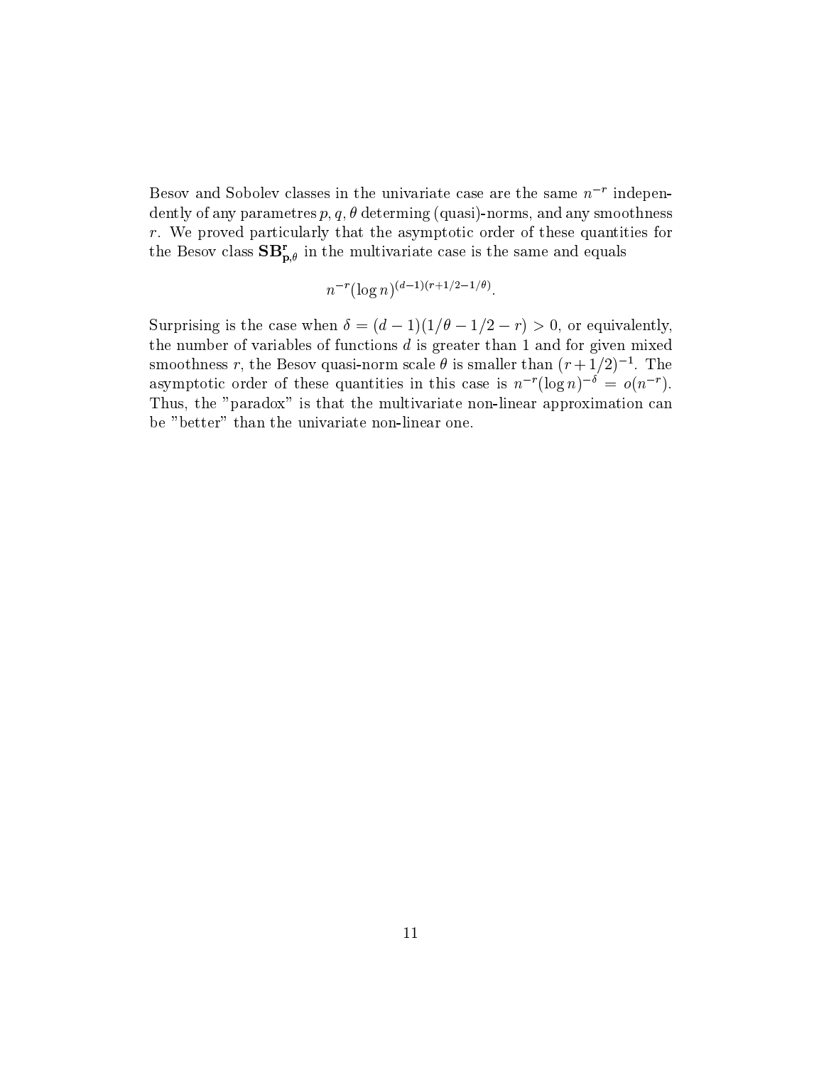Besov and Sobolev classes in the univariate case are the same $n^{-r}$ independently of any parametres $p, q, \theta$ determing (quasi)-norms, and any smoothness $r$. We proved particularly that the asymptotic order of these quantities for the Besov class $\mathbf{SB}^{\mathbf{r}}_{\mathbf{p},\theta}$ in the multivariate case is the same and equals

$$n^{-r}(\log n)^{(d-1)(r+1/2-1/\theta)}.$$

Surprising is the case when $\delta = (d-1)(1/\theta - 1/2 - r) > 0$, or equivalently, the number of variables of functions $d$ is greater than 1 and for given mixed smoothness $r$, the Besov quasi-norm scale $\theta$ is smaller than $(r+1/2)^{-1}$. The asymptotic order of these quantities in this case is $n^{-r}(\log n)^{-\delta} = o(n^{-r})$. Thus, the "paradox" is that the multivariate non-linear approximation can be "better" than the univariate non-linear one.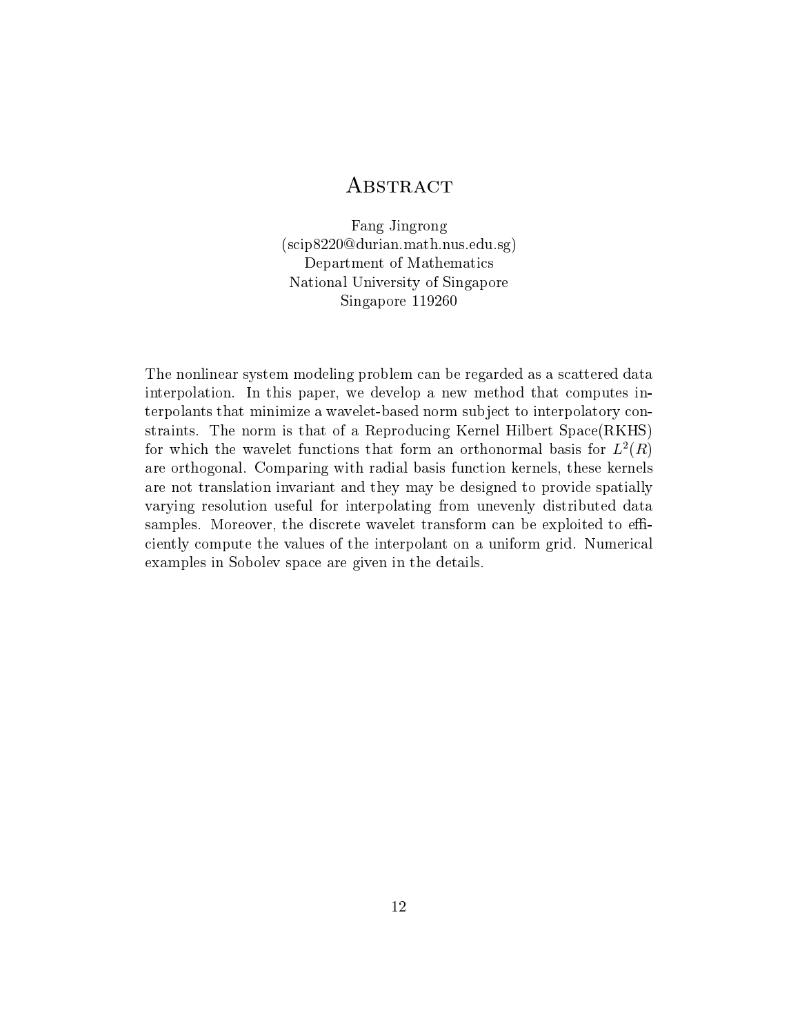# Abstract

Fang Jingrong
(scip8220@durian.math.nus.edu.sg)
Department of Mathematics
National University of Singapore
Singapore 119260

The nonlinear system modeling problem can be regarded as a scattered data interpolation. In this paper, we develop a new method that computes interpolants that minimize a wavelet-based norm subject to interpolatory constraints. The norm is that of a Reproducing Kernel Hilbert Space(RKHS) for which the wavelet functions that form an orthonormal basis for $L^2(R)$ are orthogonal. Comparing with radial basis function kernels, these kernels are not translation invariant and they may be designed to provide spatially varying resolution useful for interpolating from unevenly distributed data samples. Moreover, the discrete wavelet transform can be exploited to efficiently compute the values of the interpolant on a uniform grid. Numerical examples in Sobolev space are given in the details.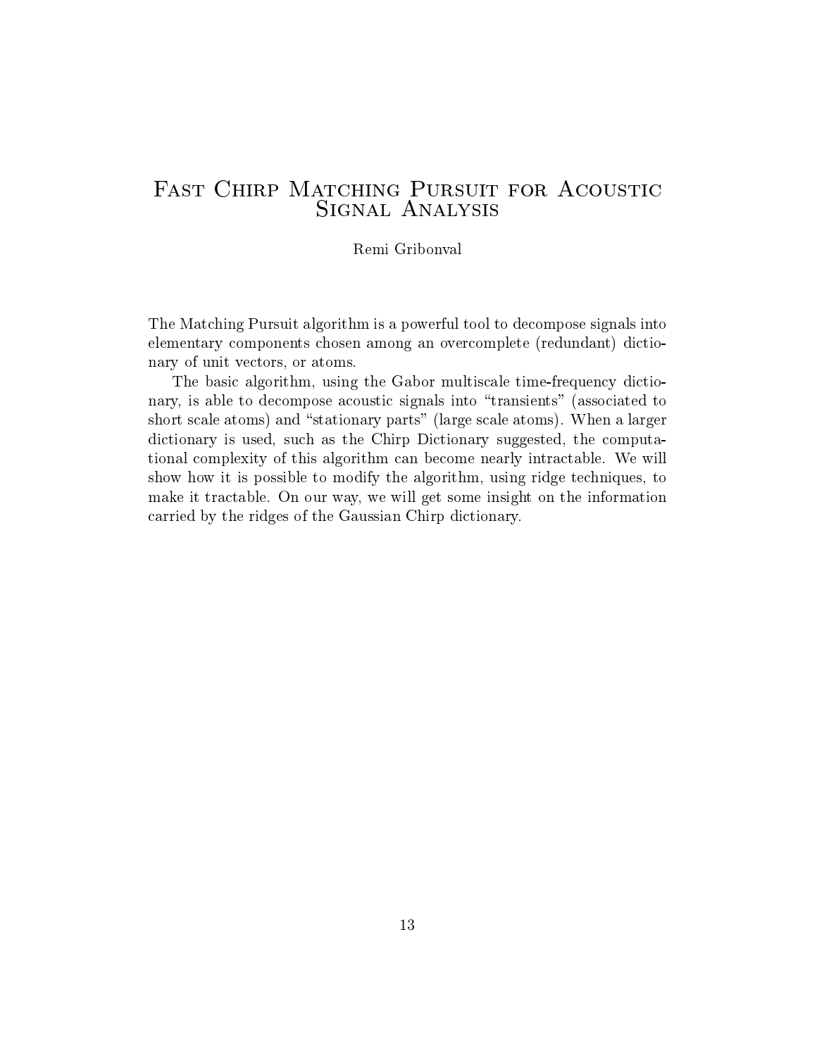# Fast Chirp Matching Pursuit for Acoustic Signal Analysis

Remi Gribonval

The Matching Pursuit algorithm is a powerful tool to decompose signals into elementary components chosen among an overcomplete (redundant) dictionary of unit vectors, or atoms.

The basic algorithm, using the Gabor multiscale time-frequency dictionary, is able to decompose acoustic signals into "transients" (associated to short scale atoms) and "stationary parts" (large scale atoms). When a larger dictionary is used, such as the Chirp Dictionary suggested, the computational complexity of this algorithm can become nearly intractable. We will show how it is possible to modify the algorithm, using ridge techniques, to make it tractable. On our way, we will get some insight on the information carried by the ridges of the Gaussian Chirp dictionary.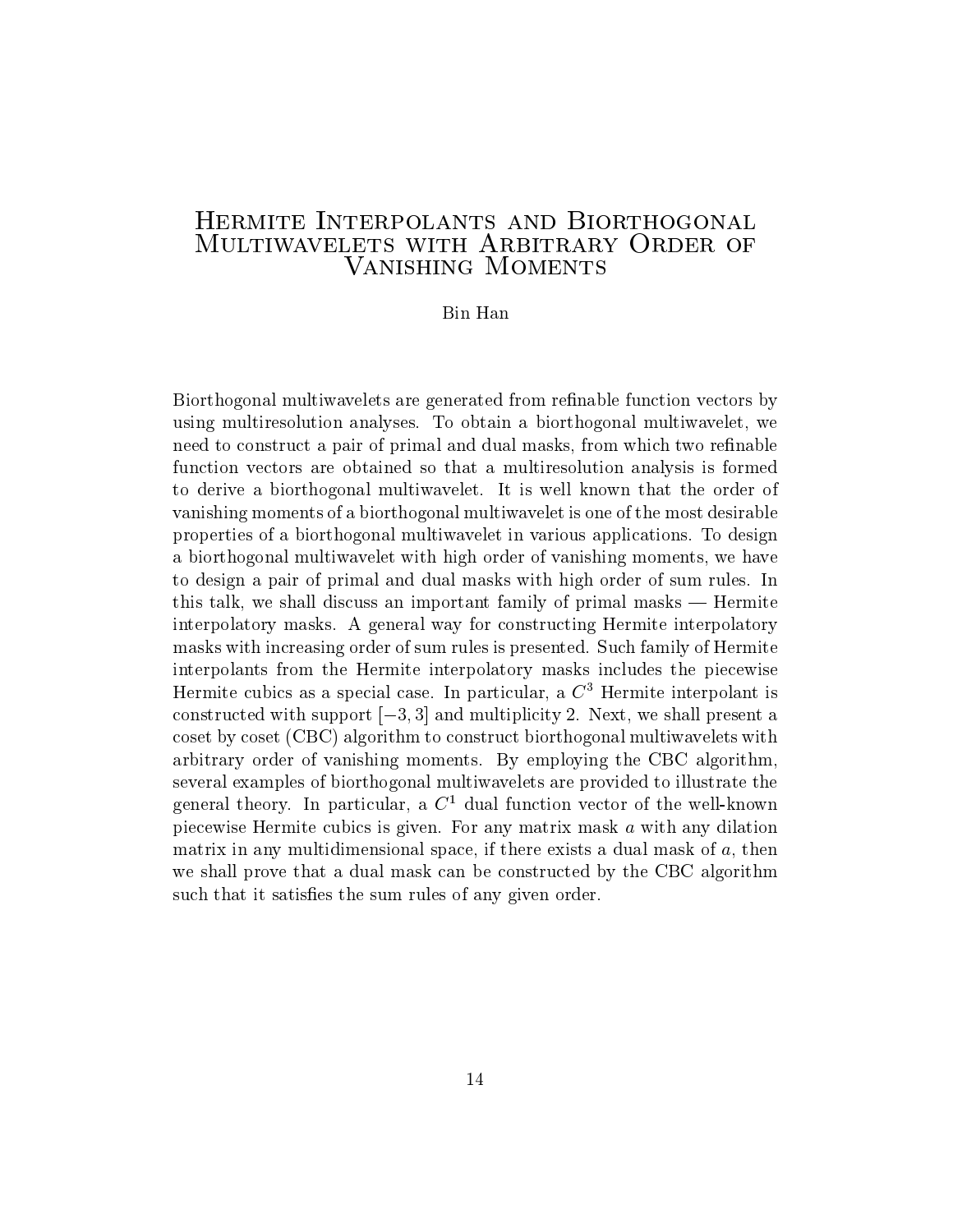# Hermite Interpolants and Biorthogonal Multiwavelets with Arbitrary Order of Vanishing Moments

Bin Han

Biorthogonal multiwavelets are generated from refinable function vectors by using multiresolution analyses. To obtain a biorthogonal multiwavelet, we need to construct a pair of primal and dual masks, from which two refinable function vectors are obtained so that a multiresolution analysis is formed to derive a biorthogonal multiwavelet. It is well known that the order of vanishing moments of a biorthogonal multiwavelet is one of the most desirable properties of a biorthogonal multiwavelet in various applications. To design a biorthogonal multiwavelet with high order of vanishing moments, we have to design a pair of primal and dual masks with high order of sum rules. In this talk, we shall discuss an important family of primal masks — Hermite interpolatory masks. A general way for constructing Hermite interpolatory masks with increasing order of sum rules is presented. Such family of Hermite interpolants from the Hermite interpolatory masks includes the piecewise Hermite cubics as a special case. In particular, a $C^3$ Hermite interpolant is constructed with support $[-3, 3]$ and multiplicity 2. Next, we shall present a coset by coset (CBC) algorithm to construct biorthogonal multiwavelets with arbitrary order of vanishing moments. By employing the CBC algorithm, several examples of biorthogonal multiwavelets are provided to illustrate the general theory. In particular, a $C^1$ dual function vector of the well-known piecewise Hermite cubics is given. For any matrix mask $a$ with any dilation matrix in any multidimensional space, if there exists a dual mask of $a$, then we shall prove that a dual mask can be constructed by the CBC algorithm such that it satisfies the sum rules of any given order.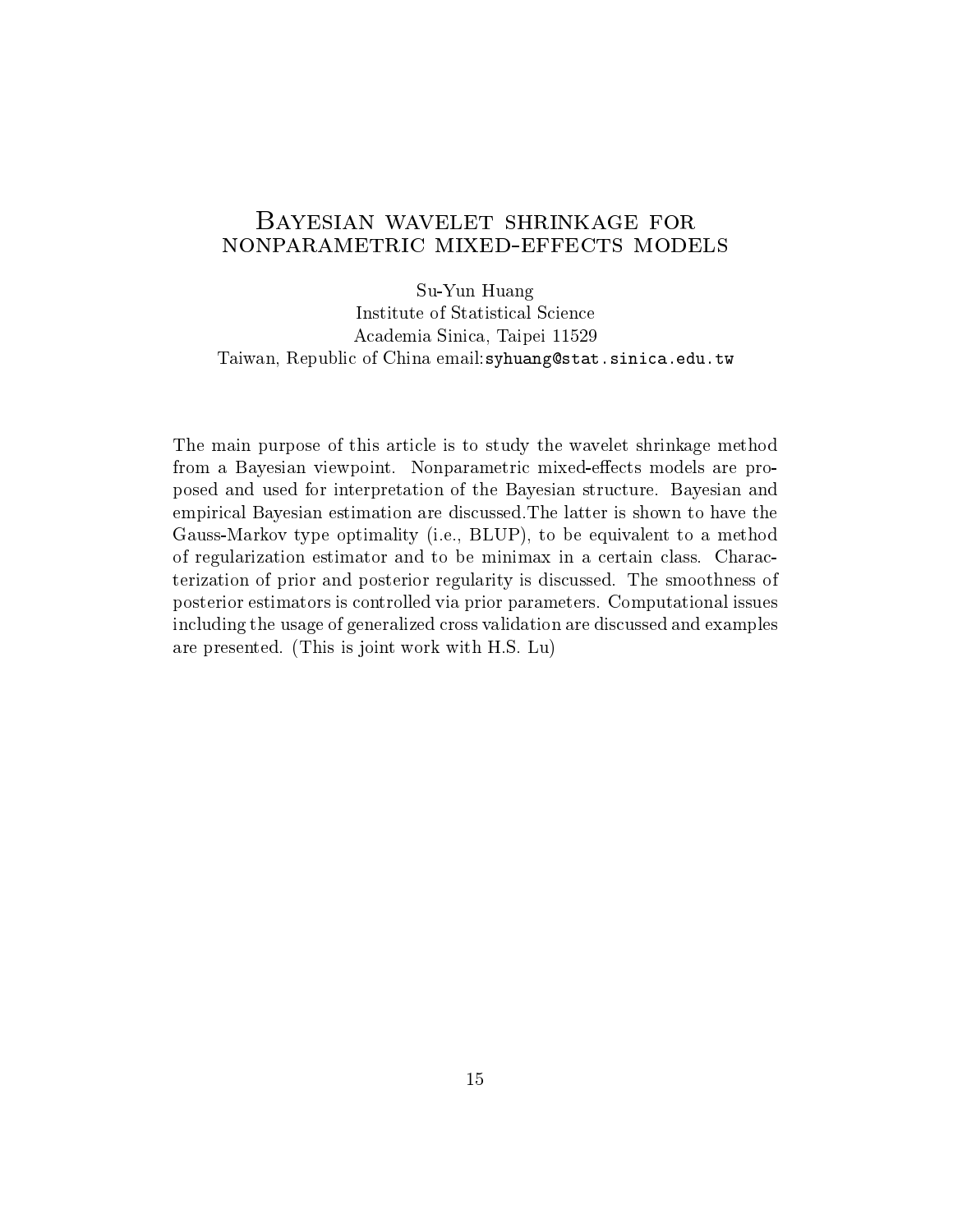## Bayesian wavelet shrinkage for nonparametric mixed-effects models

Su-Yun Huang
Institute of Statistical Science
Academia Sinica, Taipei 11529
Taiwan, Republic of China email:syhuang@stat.sinica.edu.tw

The main purpose of this article is to study the wavelet shrinkage method from a Bayesian viewpoint. Nonparametric mixed-effects models are proposed and used for interpretation of the Bayesian structure. Bayesian and empirical Bayesian estimation are discussed.The latter is shown to have the Gauss-Markov type optimality (i.e., BLUP), to be equivalent to a method of regularization estimator and to be minimax in a certain class. Characterization of prior and posterior regularity is discussed. The smoothness of posterior estimators is controlled via prior parameters. Computational issues including the usage of generalized cross validation are discussed and examples are presented. (This is joint work with H.S. Lu)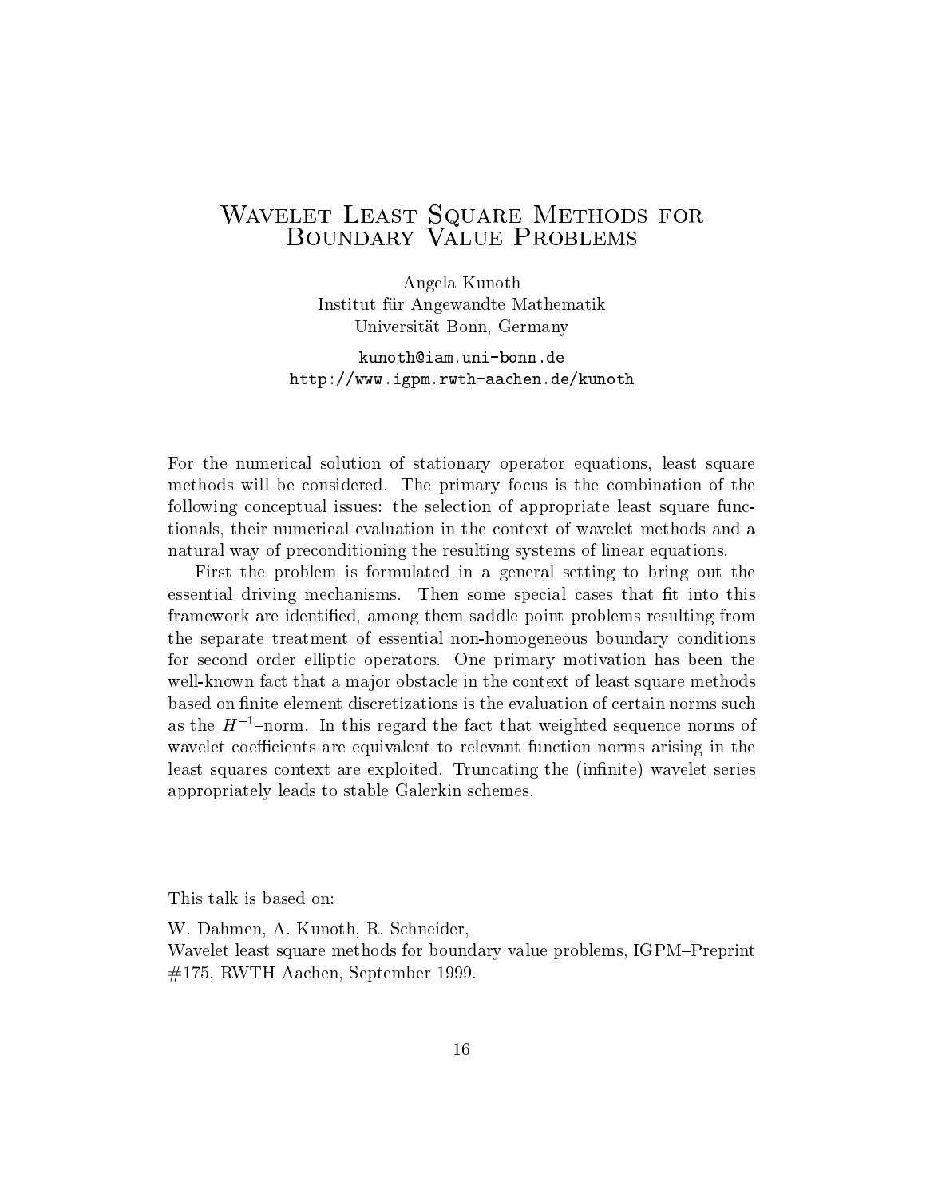# Wavelet Least Square Methods for Boundary Value Problems

Angela Kunoth
Institut für Angewandte Mathematik
Universität Bonn, Germany

kunoth@iam.uni-bonn.de
http://www.igpm.rwth-aachen.de/kunoth

For the numerical solution of stationary operator equations, least square methods will be considered. The primary focus is the combination of the following conceptual issues: the selection of appropriate least square functionals, their numerical evaluation in the context of wavelet methods and a natural way of preconditioning the resulting systems of linear equations.

First the problem is formulated in a general setting to bring out the essential driving mechanisms. Then some special cases that fit into this framework are identified, among them saddle point problems resulting from the separate treatment of essential non-homogeneous boundary conditions for second order elliptic operators. One primary motivation has been the well-known fact that a major obstacle in the context of least square methods based on finite element discretizations is the evaluation of certain norms such as the $H^{-1}$–norm. In this regard the fact that weighted sequence norms of wavelet coefficients are equivalent to relevant function norms arising in the least squares context are exploited. Truncating the (infinite) wavelet series appropriately leads to stable Galerkin schemes.

This talk is based on:

W. Dahmen, A. Kunoth, R. Schneider,
Wavelet least square methods for boundary value problems, IGPM–Preprint #175, RWTH Aachen, September 1999.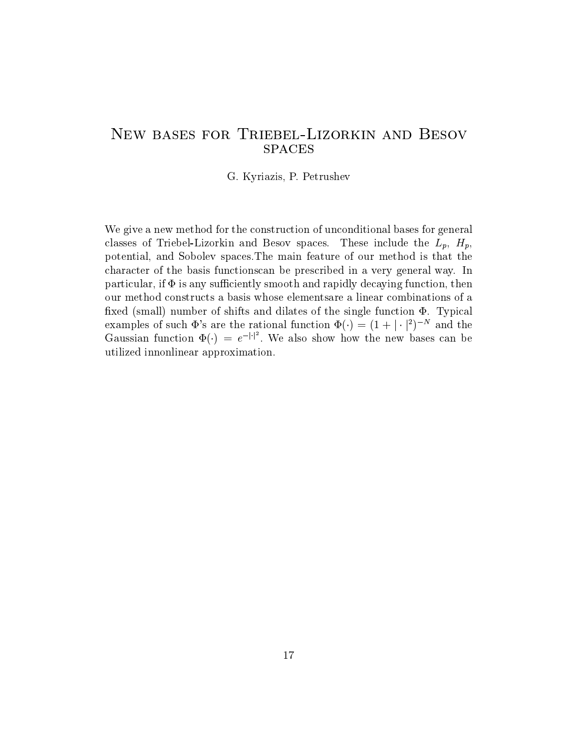# New bases for Triebel-Lizorkin and Besov spaces

G. Kyriazis, P. Petrushev

We give a new method for the construction of unconditional bases for general classes of Triebel-Lizorkin and Besov spaces. These include the $L_p$, $H_p$, potential, and Sobolev spaces.The main feature of our method is that the character of the basis functionscan be prescribed in a very general way. In particular, if $\Phi$ is any sufficiently smooth and rapidly decaying function, then our method constructs a basis whose elementsare a linear combinations of a fixed (small) number of shifts and dilates of the single function $\Phi$. Typical examples of such $\Phi$'s are the rational function $\Phi(\cdot) = (1 + |\cdot|^2)^{-N}$ and the Gaussian function $\Phi(\cdot) = e^{-|\cdot|^2}$. We also show how the new bases can be utilized innonlinear approximation.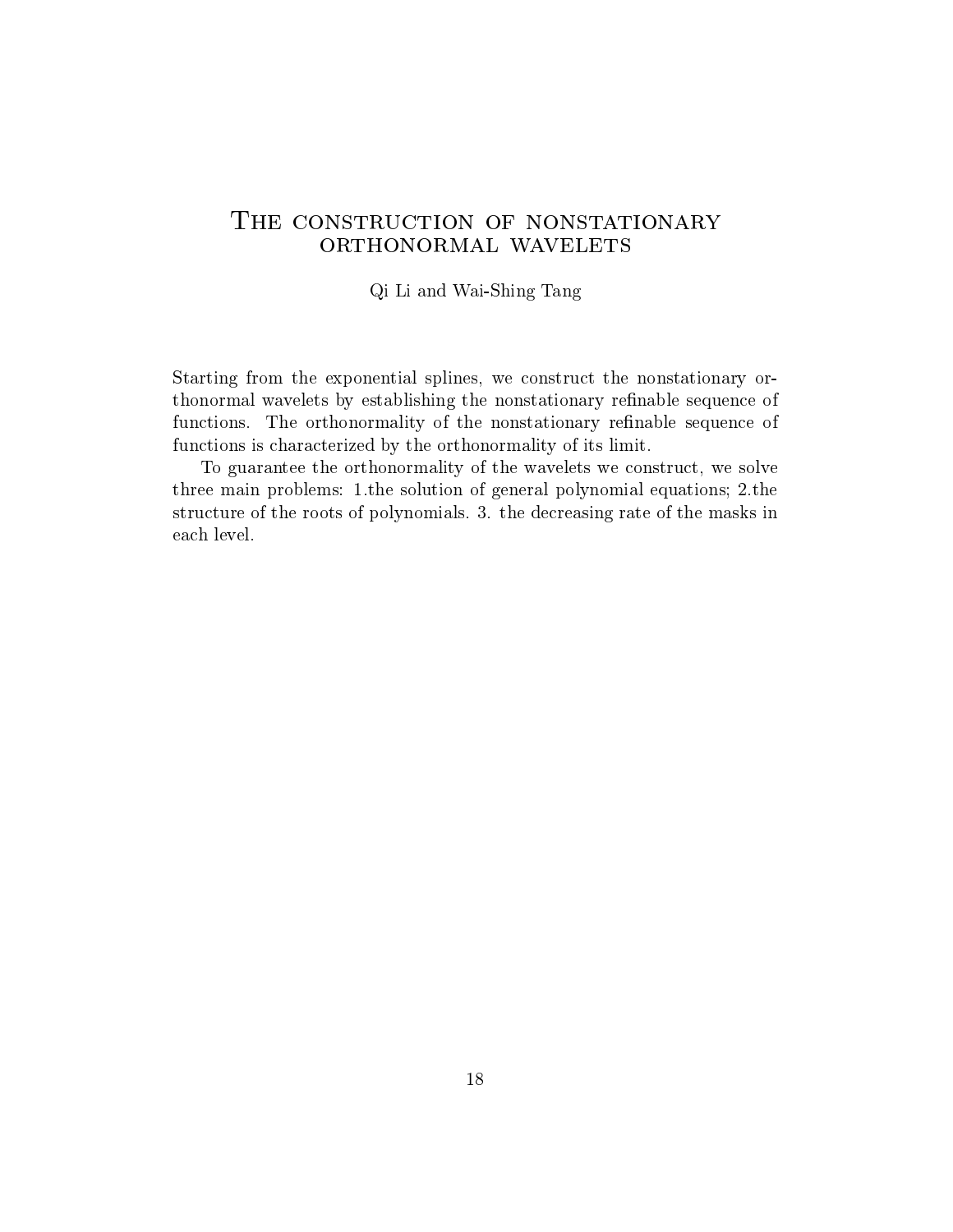# The construction of nonstationary orthonormal wavelets

Qi Li and Wai-Shing Tang

Starting from the exponential splines, we construct the nonstationary orthonormal wavelets by establishing the nonstationary refinable sequence of functions. The orthonormality of the nonstationary refinable sequence of functions is characterized by the orthonormality of its limit.

To guarantee the orthonormality of the wavelets we construct, we solve three main problems: 1.the solution of general polynomial equations; 2.the structure of the roots of polynomials. 3. the decreasing rate of the masks in each level.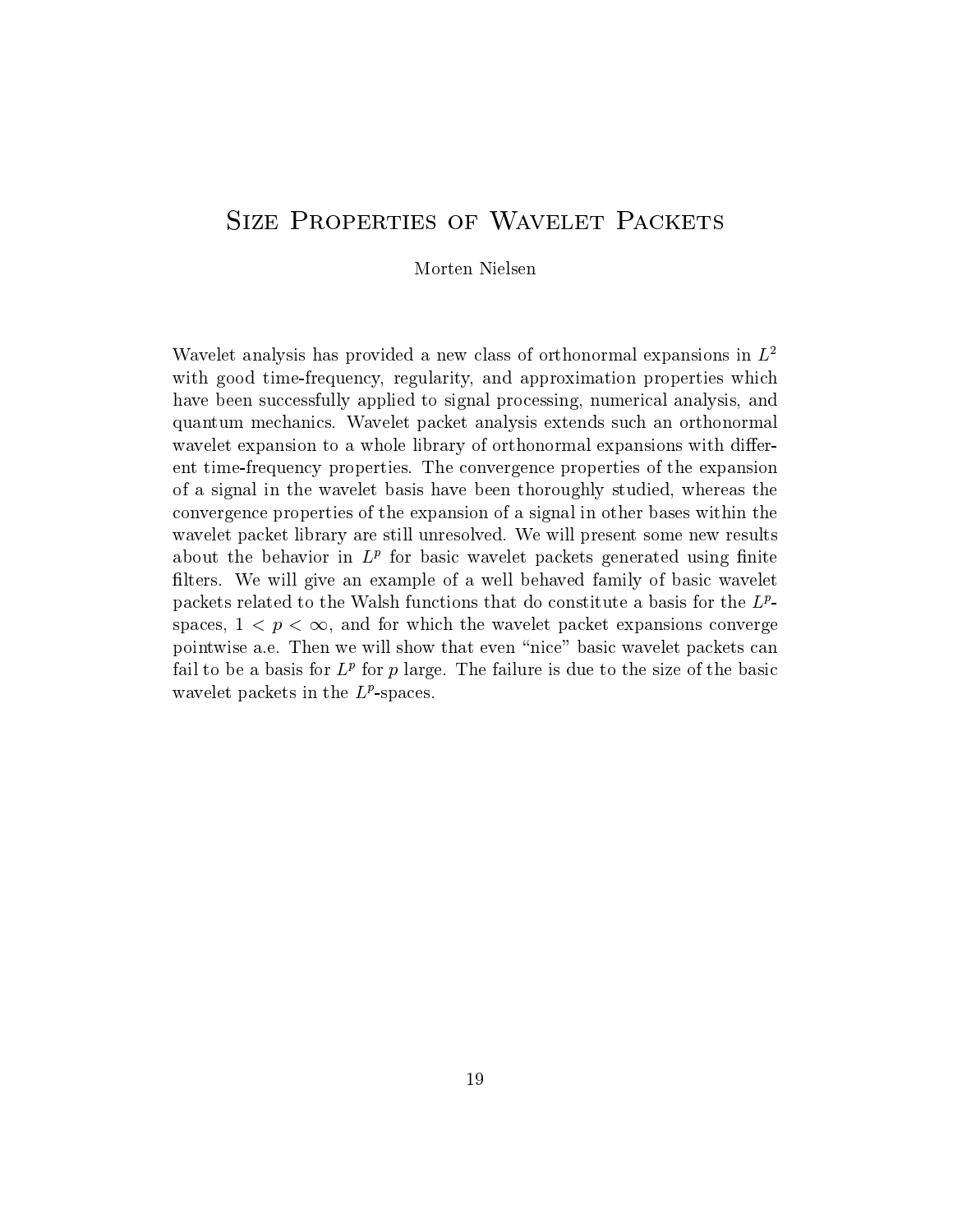# Size Properties of Wavelet Packets

Morten Nielsen

Wavelet analysis has provided a new class of orthonormal expansions in $L^2$ with good time-frequency, regularity, and approximation properties which have been successfully applied to signal processing, numerical analysis, and quantum mechanics. Wavelet packet analysis extends such an orthonormal wavelet expansion to a whole library of orthonormal expansions with different time-frequency properties. The convergence properties of the expansion of a signal in the wavelet basis have been thoroughly studied, whereas the convergence properties of the expansion of a signal in other bases within the wavelet packet library are still unresolved. We will present some new results about the behavior in $L^p$ for basic wavelet packets generated using finite filters. We will give an example of a well behaved family of basic wavelet packets related to the Walsh functions that do constitute a basis for the $L^p$-spaces, $1 < p < \infty$, and for which the wavelet packet expansions converge pointwise a.e. Then we will show that even "nice" basic wavelet packets can fail to be a basis for $L^p$ for $p$ large. The failure is due to the size of the basic wavelet packets in the $L^p$-spaces.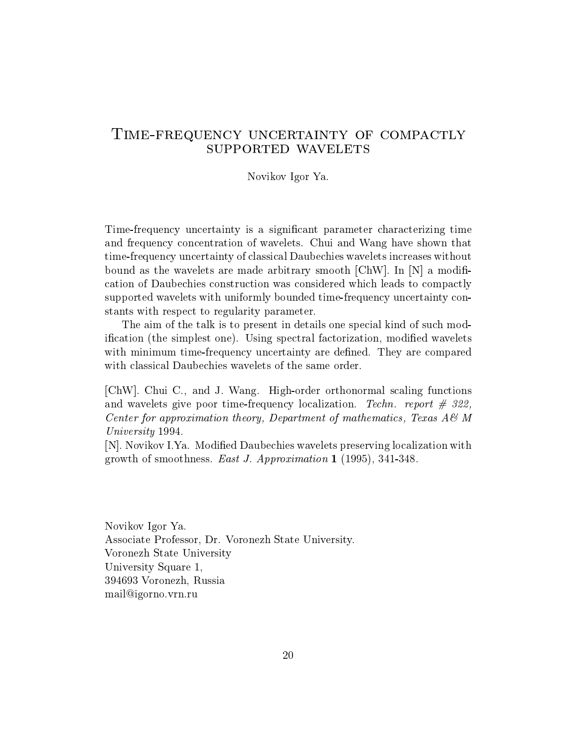# Time-frequency uncertainty of compactly supported wavelets

Novikov Igor Ya.

Time-frequency uncertainty is a significant parameter characterizing time and frequency concentration of wavelets. Chui and Wang have shown that time-frequency uncertainty of classical Daubechies wavelets increases without bound as the wavelets are made arbitrary smooth [ChW]. In [N] a modification of Daubechies construction was considered which leads to compactly supported wavelets with uniformly bounded time-frequency uncertainty constants with respect to regularity parameter.

The aim of the talk is to present in details one special kind of such modification (the simplest one). Using spectral factorization, modified wavelets with minimum time-frequency uncertainty are defined. They are compared with classical Daubechies wavelets of the same order.

[ChW]. Chui C., and J. Wang. High-order orthonormal scaling functions and wavelets give poor time-frequency localization. *Techn. report # 322, Center for approximation theory, Department of mathematics, Texas A& M University* 1994.
[N]. Novikov I.Ya. Modified Daubechies wavelets preserving localization with growth of smoothness. *East J. Approximation* **1** (1995), 341-348.

Novikov Igor Ya.
Associate Professor, Dr. Voronezh State University.
Voronezh State University
University Square 1,
394693 Voronezh, Russia
mail@igorno.vrn.ru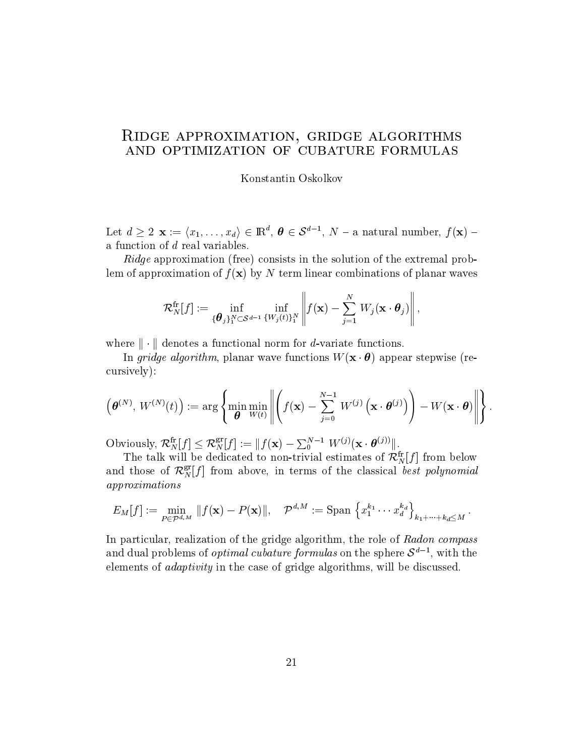# Ridge approximation, gridge algorithms and optimization of cubature formulas

Konstantin Oskolkov

Let $d \geq 2$ $\mathbf{x} := \langle x_1, \ldots, x_d \rangle \in \mathbb{R}^d$, $\boldsymbol{\theta} \in \mathcal{S}^{d-1}$, $N$ – a natural number, $f(\mathbf{x})$ – a function of $d$ real variables.

*Ridge* approximation (free) consists in the solution of the extremal problem of approximation of $f(\mathbf{x})$ by $N$ term linear combinations of planar waves

$$\mathcal{R}_N^{\mathrm{fr}}[f] := \inf_{\{\boldsymbol{\theta}_j\}_1^N \subset \mathcal{S}^{d-1}} \inf_{\{W_j(t)\}_1^N} \left\| f(\mathbf{x}) - \sum_{j=1}^{N} W_j(\mathbf{x} \cdot \boldsymbol{\theta}_j) \right\|,$$

where $\|\cdot\|$ denotes a functional norm for $d$-variate functions.

In *gridge algorithm*, planar wave functions $W(\mathbf{x} \cdot \boldsymbol{\theta})$ appear stepwise (recursively):

$$\left(\boldsymbol{\theta}^{(N)},\, W^{(N)}(t)\right) := \arg \left\{ \min_{\boldsymbol{\theta}} \min_{W(t)} \left\| \left( f(\mathbf{x}) - \sum_{j=0}^{N-1} W^{(j)}\left(\mathbf{x} \cdot \boldsymbol{\theta}^{(j)}\right) \right) - W(\mathbf{x} \cdot \boldsymbol{\theta}) \right\| \right\}.$$

Obviously, $\mathcal{R}_N^{\mathrm{fr}}[f] \leq \mathcal{R}_N^{\mathrm{gr}}[f] := \| f(\mathbf{x}) - \sum_0^{N-1} W^{(j)}(\mathbf{x} \cdot \boldsymbol{\theta}^{(j)}) \|$.

The talk will be dedicated to non-trivial estimates of $\mathcal{R}_N^{\mathrm{fr}}[f]$ from below and those of $\mathcal{R}_N^{\mathrm{gr}}[f]$ from above, in terms of the classical *best polynomial approximations*

$$E_M[f] := \min_{P \in \mathcal{P}^{d,M}} \| f(\mathbf{x}) - P(\mathbf{x}) \|, \quad \mathcal{P}^{d,M} := \mathrm{Span} \left\{ x_1^{k_1} \cdots x_d^{k_d} \right\}_{k_1 + \cdots + k_d \leq M}.$$

In particular, realization of the gridge algorithm, the role of *Radon compass* and dual problems of *optimal cubature formulas* on the sphere $\mathcal{S}^{d-1}$, with the elements of *adaptivity* in the case of gridge algorithms, will be discussed.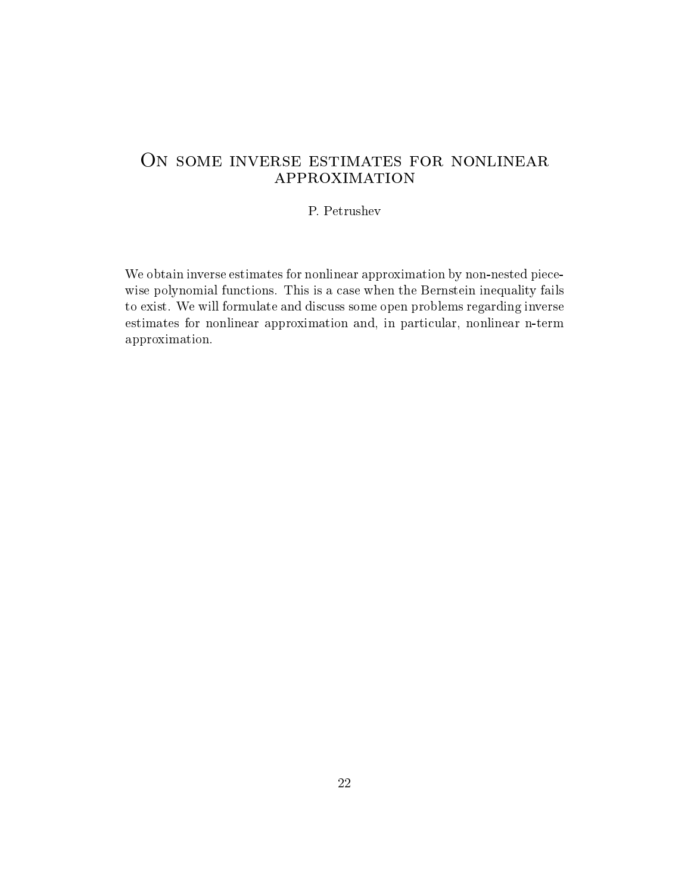# On some inverse estimates for nonlinear approximation

P. Petrushev

We obtain inverse estimates for nonlinear approximation by non-nested piecewise polynomial functions. This is a case when the Bernstein inequality fails to exist. We will formulate and discuss some open problems regarding inverse estimates for nonlinear approximation and, in particular, nonlinear n-term approximation.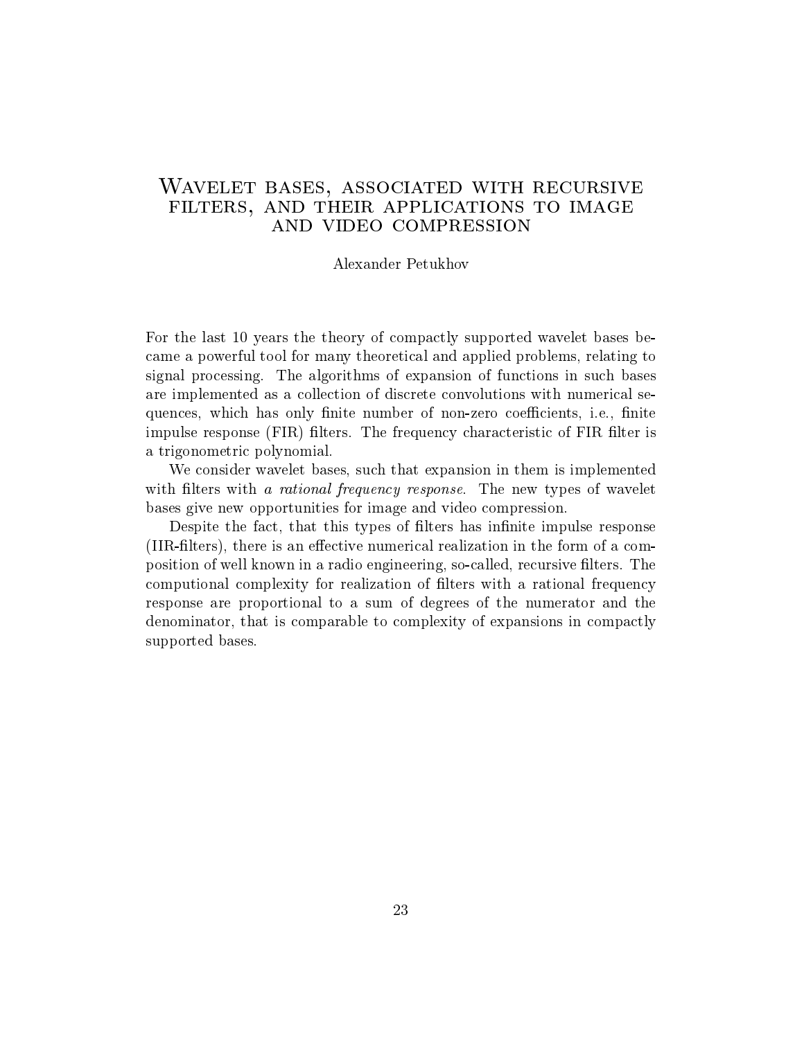# Wavelet bases, associated with recursive filters, and their applications to image and video compression

Alexander Petukhov

For the last 10 years the theory of compactly supported wavelet bases became a powerful tool for many theoretical and applied problems, relating to signal processing. The algorithms of expansion of functions in such bases are implemented as a collection of discrete convolutions with numerical sequences, which has only finite number of non-zero coefficients, i.e., finite impulse response (FIR) filters. The frequency characteristic of FIR filter is a trigonometric polynomial.

We consider wavelet bases, such that expansion in them is implemented with filters with *a rational frequency response*. The new types of wavelet bases give new opportunities for image and video compression.

Despite the fact, that this types of filters has infinite impulse response (IIR-filters), there is an effective numerical realization in the form of a composition of well known in a radio engineering, so-called, recursive filters. The computional complexity for realization of filters with a rational frequency response are proportional to a sum of degrees of the numerator and the denominator, that is comparable to complexity of expansions in compactly supported bases.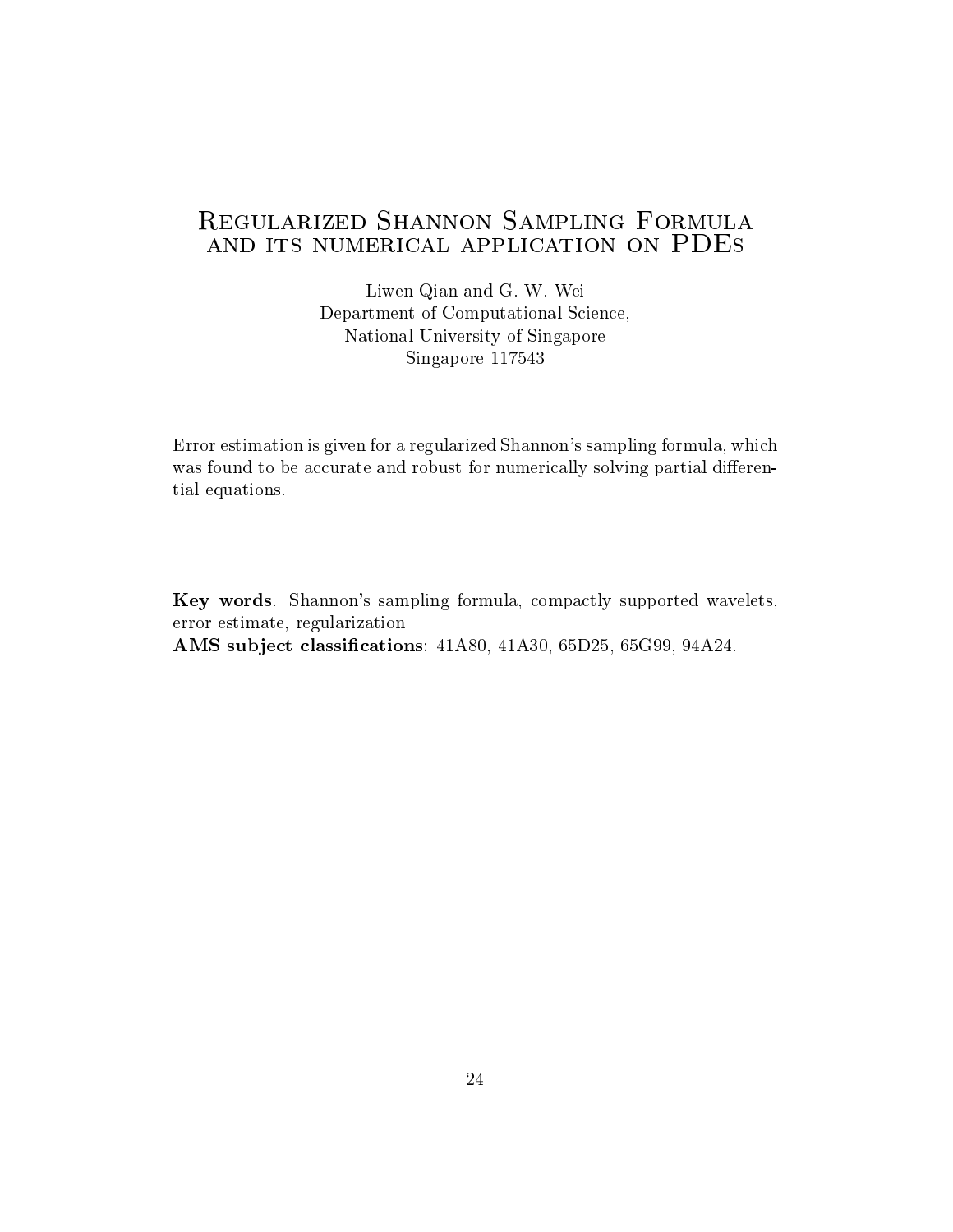# Regularized Shannon Sampling Formula and its numerical application on PDEs

Liwen Qian and G. W. Wei
Department of Computational Science,
National University of Singapore
Singapore 117543

Error estimation is given for a regularized Shannon's sampling formula, which was found to be accurate and robust for numerically solving partial differential equations.

**Key words**. Shannon's sampling formula, compactly supported wavelets, error estimate, regularization
**AMS subject classifications**: 41A80, 41A30, 65D25, 65G99, 94A24.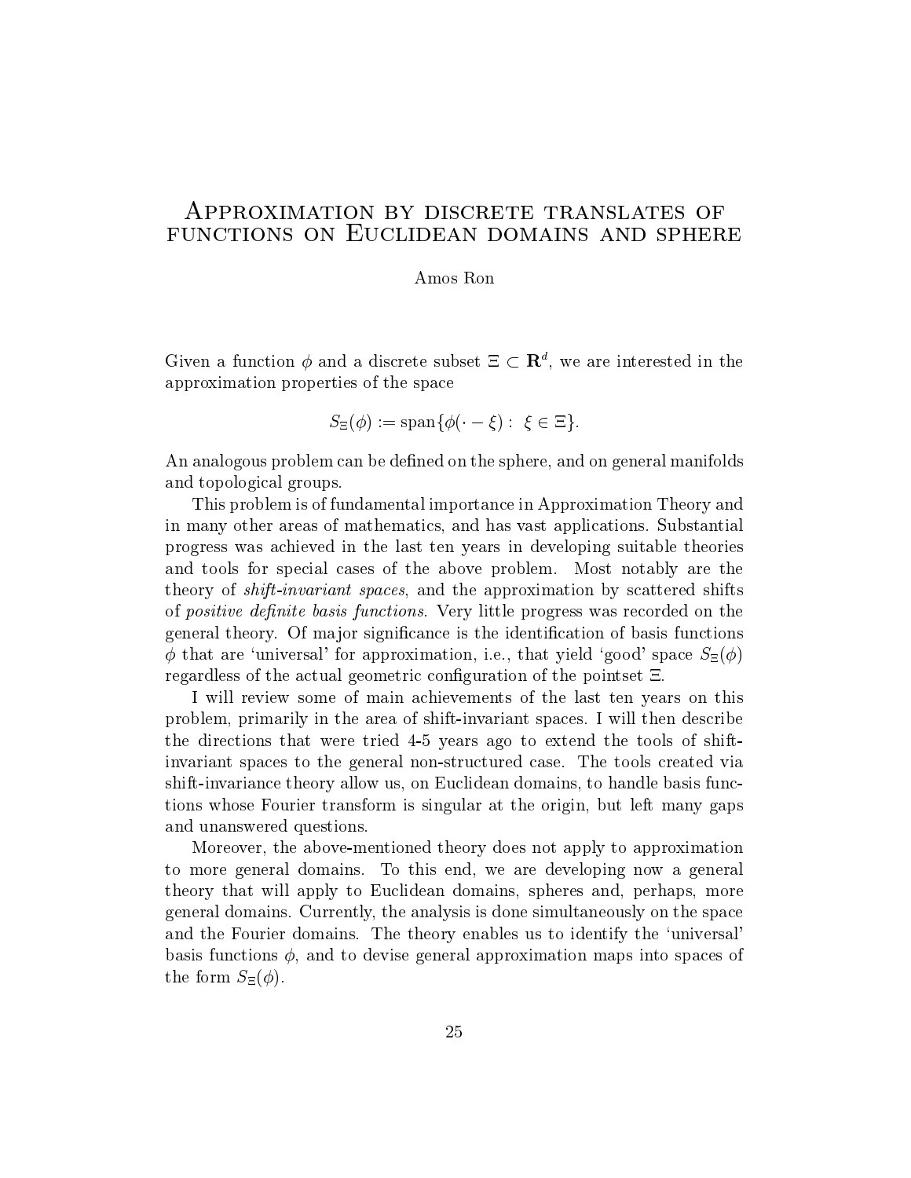# Approximation by discrete translates of functions on Euclidean domains and sphere

Amos Ron

Given a function $\phi$ and a discrete subset $\Xi \subset \mathbf{R}^d$, we are interested in the approximation properties of the space

$$S_\Xi(\phi) := \operatorname{span}\{\phi(\cdot - \xi) : \ \xi \in \Xi\}.$$

An analogous problem can be defined on the sphere, and on general manifolds and topological groups.

This problem is of fundamental importance in Approximation Theory and in many other areas of mathematics, and has vast applications. Substantial progress was achieved in the last ten years in developing suitable theories and tools for special cases of the above problem. Most notably are the theory of *shift-invariant spaces*, and the approximation by scattered shifts of *positive definite basis functions*. Very little progress was recorded on the general theory. Of major significance is the identification of basis functions $\phi$ that are 'universal' for approximation, i.e., that yield 'good' space $S_\Xi(\phi)$ regardless of the actual geometric configuration of the pointset $\Xi$.

I will review some of main achievements of the last ten years on this problem, primarily in the area of shift-invariant spaces. I will then describe the directions that were tried 4-5 years ago to extend the tools of shift-invariant spaces to the general non-structured case. The tools created via shift-invariance theory allow us, on Euclidean domains, to handle basis functions whose Fourier transform is singular at the origin, but left many gaps and unanswered questions.

Moreover, the above-mentioned theory does not apply to approximation to more general domains. To this end, we are developing now a general theory that will apply to Euclidean domains, spheres and, perhaps, more general domains. Currently, the analysis is done simultaneously on the space and the Fourier domains. The theory enables us to identify the 'universal' basis functions $\phi$, and to devise general approximation maps into spaces of the form $S_\Xi(\phi)$.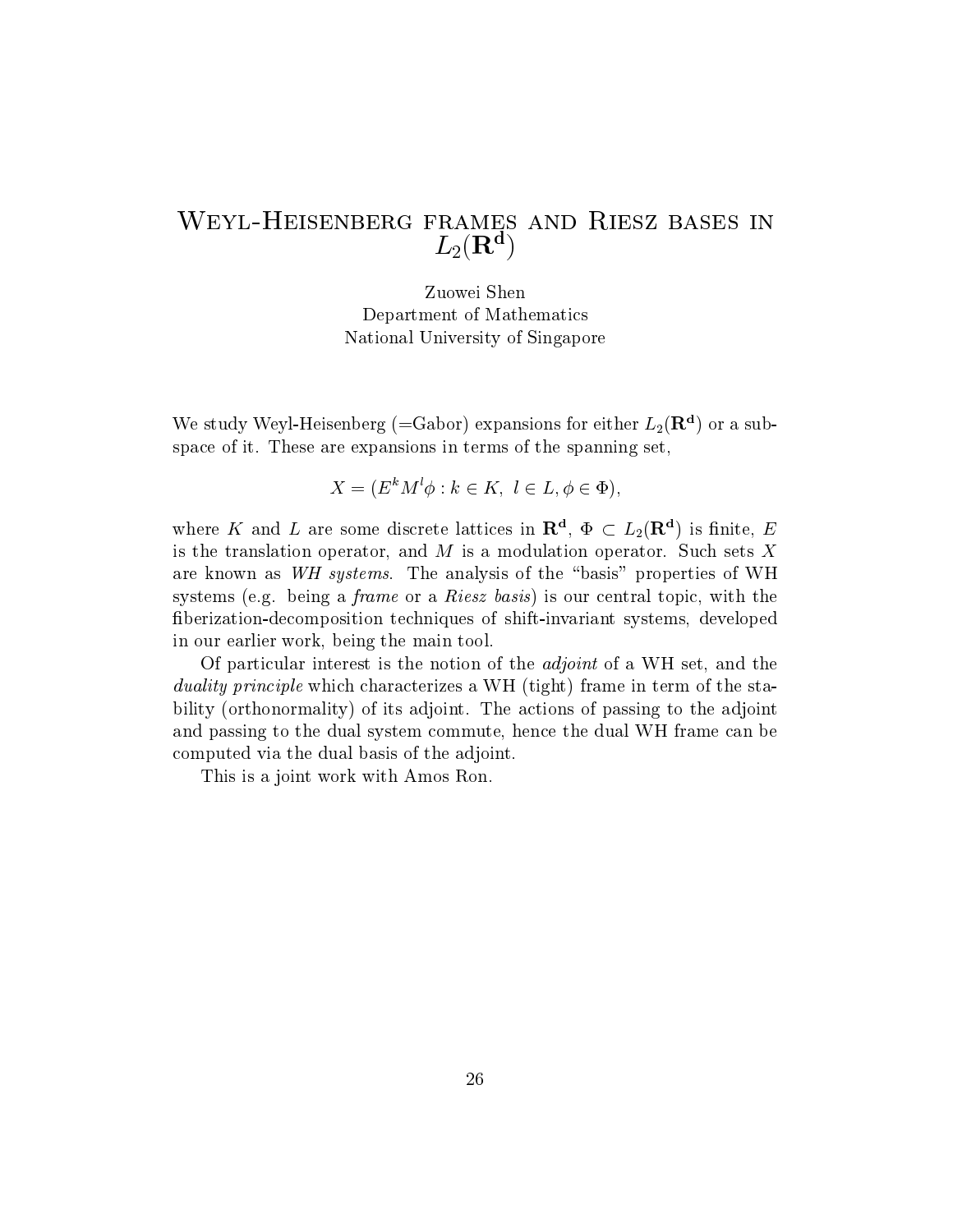# Weyl-Heisenberg frames and Riesz bases in $L_2(\mathbf{R^d})$

Zuowei Shen
Department of Mathematics
National University of Singapore

We study Weyl-Heisenberg (=Gabor) expansions for either $L_2(\mathbf{R^d})$ or a subspace of it. These are expansions in terms of the spanning set,

$$X = (E^k M^l \phi : k \in K, \ l \in L, \phi \in \Phi),$$

where $K$ and $L$ are some discrete lattices in $\mathbf{R^d}$, $\Phi \subset L_2(\mathbf{R^d})$ is finite, $E$ is the translation operator, and $M$ is a modulation operator. Such sets $X$ are known as *WH systems*. The analysis of the "basis" properties of WH systems (e.g. being a *frame* or a *Riesz basis*) is our central topic, with the fiberization-decomposition techniques of shift-invariant systems, developed in our earlier work, being the main tool.

Of particular interest is the notion of the *adjoint* of a WH set, and the *duality principle* which characterizes a WH (tight) frame in term of the stability (orthonormality) of its adjoint. The actions of passing to the adjoint and passing to the dual system commute, hence the dual WH frame can be computed via the dual basis of the adjoint.

This is a joint work with Amos Ron.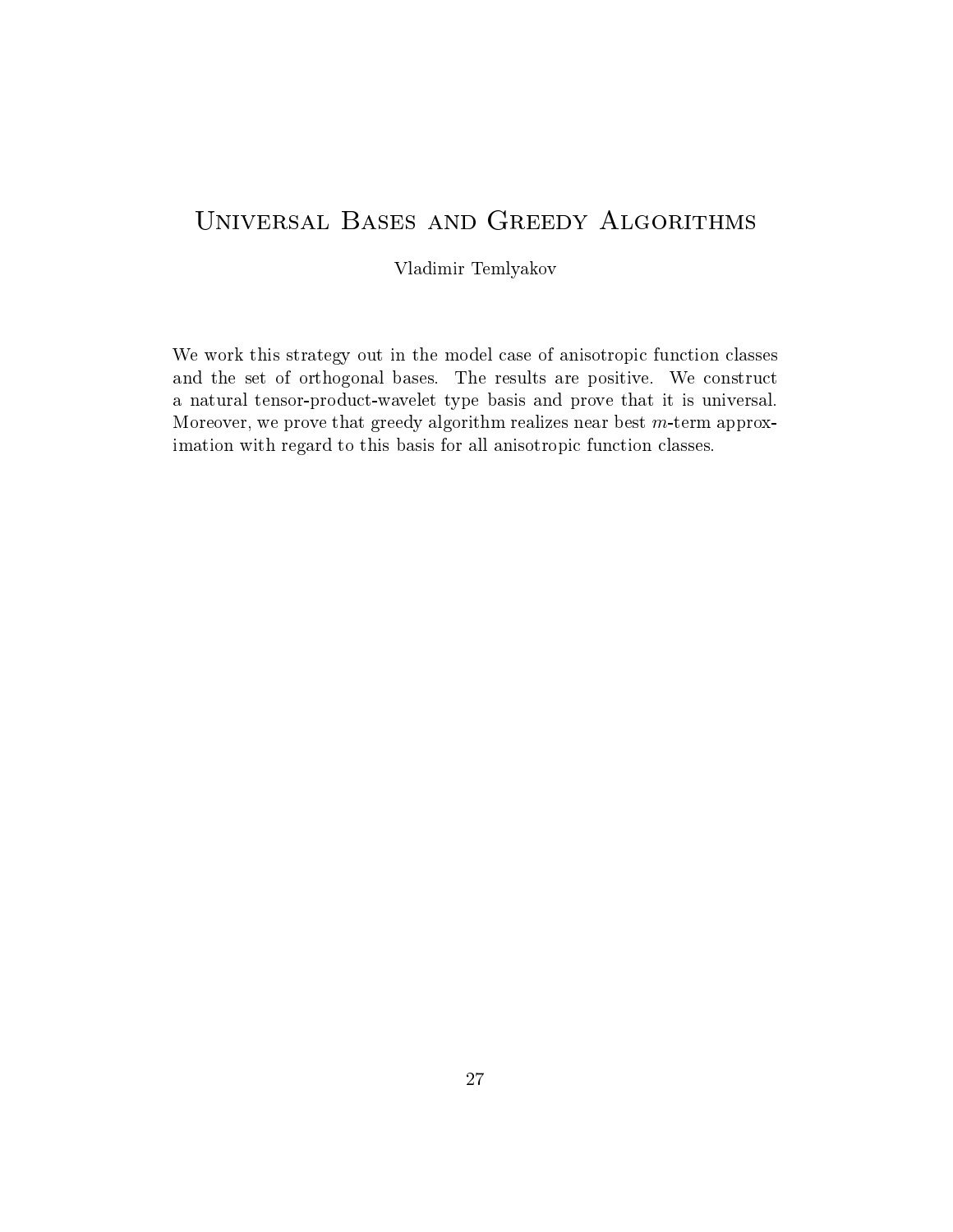# Universal Bases and Greedy Algorithms

Vladimir Temlyakov

We work this strategy out in the model case of anisotropic function classes and the set of orthogonal bases. The results are positive. We construct a natural tensor-product-wavelet type basis and prove that it is universal. Moreover, we prove that greedy algorithm realizes near best $m$-term approximation with regard to this basis for all anisotropic function classes.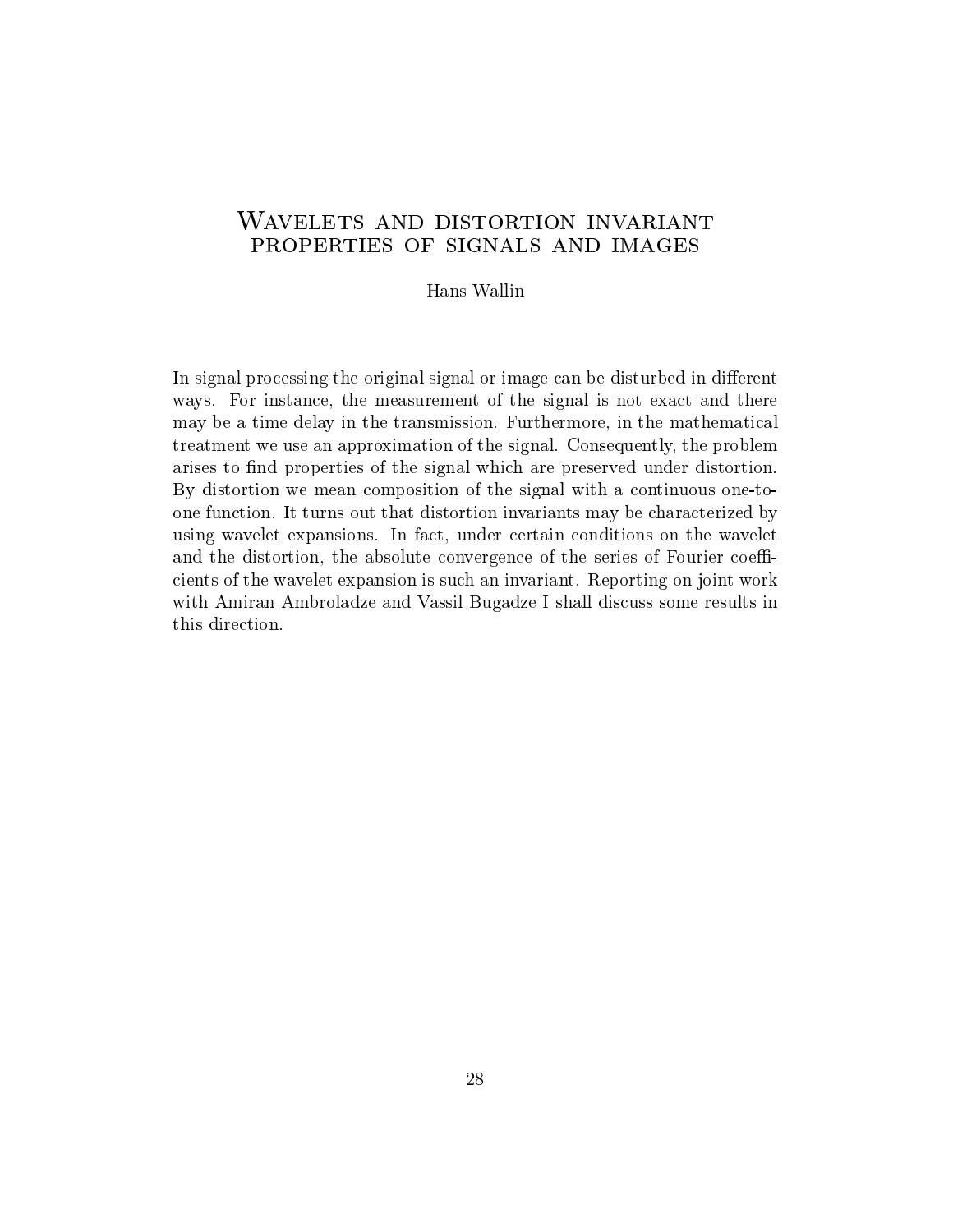# Wavelets and distortion invariant properties of signals and images

Hans Wallin

In signal processing the original signal or image can be disturbed in different ways. For instance, the measurement of the signal is not exact and there may be a time delay in the transmission. Furthermore, in the mathematical treatment we use an approximation of the signal. Consequently, the problem arises to find properties of the signal which are preserved under distortion. By distortion we mean composition of the signal with a continuous one-to-one function. It turns out that distortion invariants may be characterized by using wavelet expansions. In fact, under certain conditions on the wavelet and the distortion, the absolute convergence of the series of Fourier coefficients of the wavelet expansion is such an invariant. Reporting on joint work with Amiran Ambroladze and Vassil Bugadze I shall discuss some results in this direction.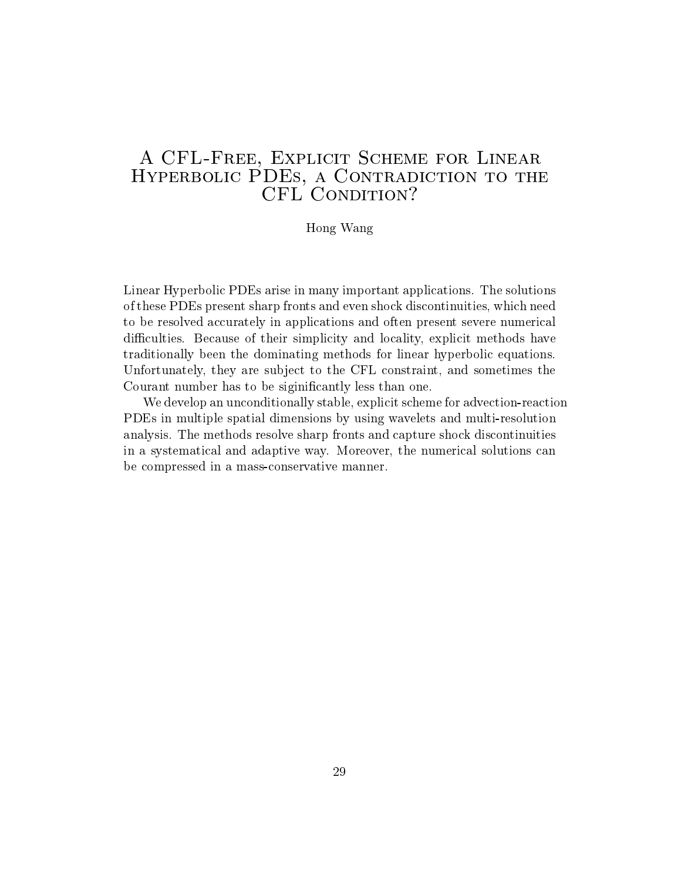# A CFL-Free, Explicit Scheme for Linear Hyperbolic PDEs, a Contradiction to the CFL Condition?

Hong Wang

Linear Hyperbolic PDEs arise in many important applications. The solutions of these PDEs present sharp fronts and even shock discontinuities, which need to be resolved accurately in applications and often present severe numerical difficulties. Because of their simplicity and locality, explicit methods have traditionally been the dominating methods for linear hyperbolic equations. Unfortunately, they are subject to the CFL constraint, and sometimes the Courant number has to be siginificantly less than one.

We develop an unconditionally stable, explicit scheme for advection-reaction PDEs in multiple spatial dimensions by using wavelets and multi-resolution analysis. The methods resolve sharp fronts and capture shock discontinuities in a systematical and adaptive way. Moreover, the numerical solutions can be compressed in a mass-conservative manner.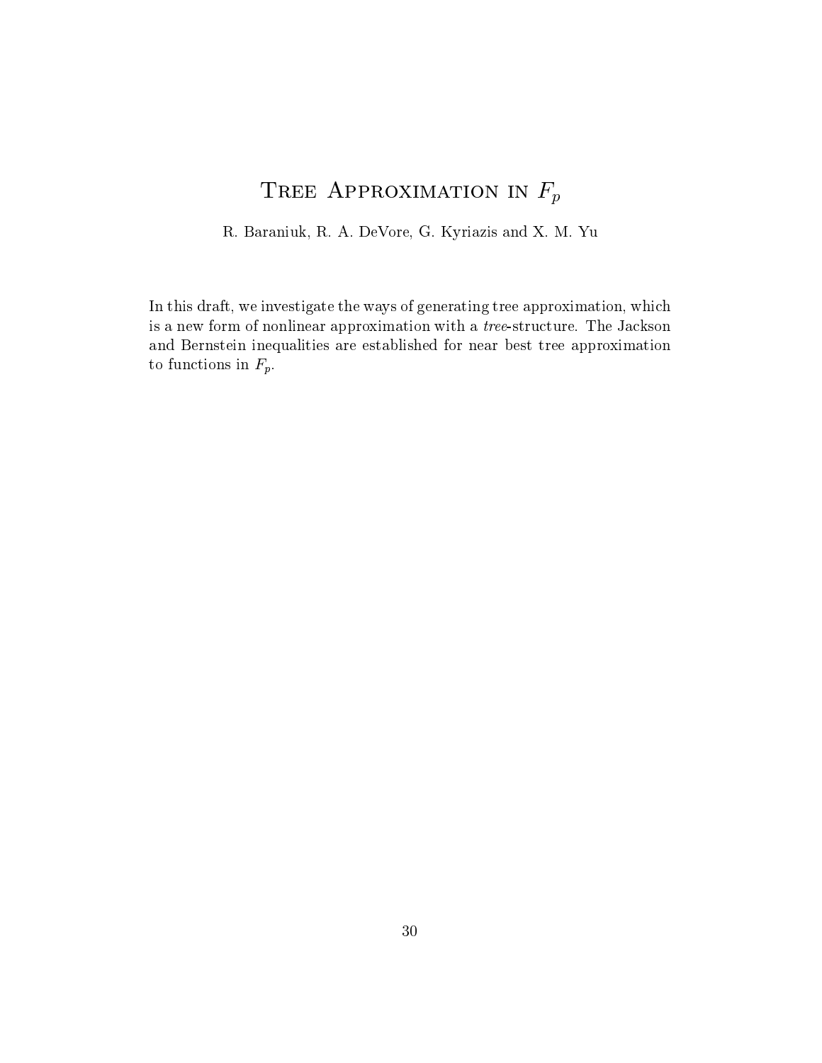# Tree Approximation in $F_p$

R. Baraniuk, R. A. DeVore, G. Kyriazis and X. M. Yu

In this draft, we investigate the ways of generating tree approximation, which is a new form of nonlinear approximation with a *tree*-structure. The Jackson and Bernstein inequalities are established for near best tree approximation to functions in $F_p$.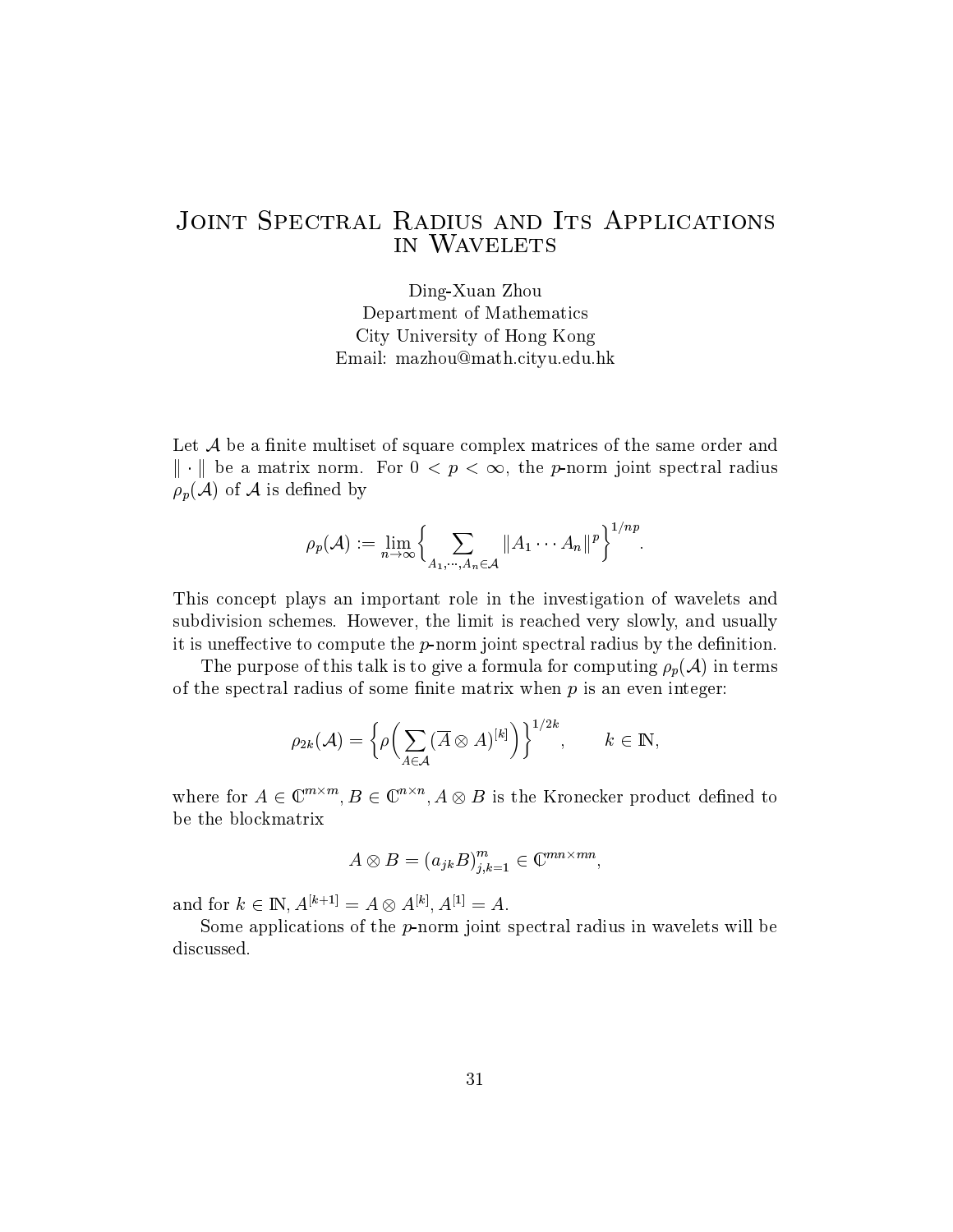# Joint Spectral Radius and Its Applications in Wavelets

Ding-Xuan Zhou
Department of Mathematics
City University of Hong Kong
Email: mazhou@math.cityu.edu.hk

Let $\mathcal{A}$ be a finite multiset of square complex matrices of the same order and $\|\cdot\|$ be a matrix norm. For $0 < p < \infty$, the $p$-norm joint spectral radius $\rho_p(\mathcal{A})$ of $\mathcal{A}$ is defined by

$$\rho_p(\mathcal{A}) := \lim_{n \to \infty} \Big\{ \sum_{A_1, \cdots, A_n \in \mathcal{A}} \|A_1 \cdots A_n\|^p \Big\}^{1/np}.$$

This concept plays an important role in the investigation of wavelets and subdivision schemes. However, the limit is reached very slowly, and usually it is uneffective to compute the $p$-norm joint spectral radius by the definition.

The purpose of this talk is to give a formula for computing $\rho_p(\mathcal{A})$ in terms of the spectral radius of some finite matrix when $p$ is an even integer:

$$\rho_{2k}(\mathcal{A}) = \Big\{ \rho\Big( \sum_{A \in \mathcal{A}} (\overline{A} \otimes A)^{[k]} \Big) \Big\}^{1/2k}, \qquad k \in \mathbb{N},$$

where for $A \in \mathbb{C}^{m \times m}$, $B \in \mathbb{C}^{n \times n}$, $A \otimes B$ is the Kronecker product defined to be the blockmatrix

$$A \otimes B = \left(a_{jk} B\right)_{j,k=1}^{m} \in \mathbb{C}^{mn \times mn},$$

and for $k \in \mathbb{N}$, $A^{[k+1]} = A \otimes A^{[k]}$, $A^{[1]} = A$.

Some applications of the $p$-norm joint spectral radius in wavelets will be discussed.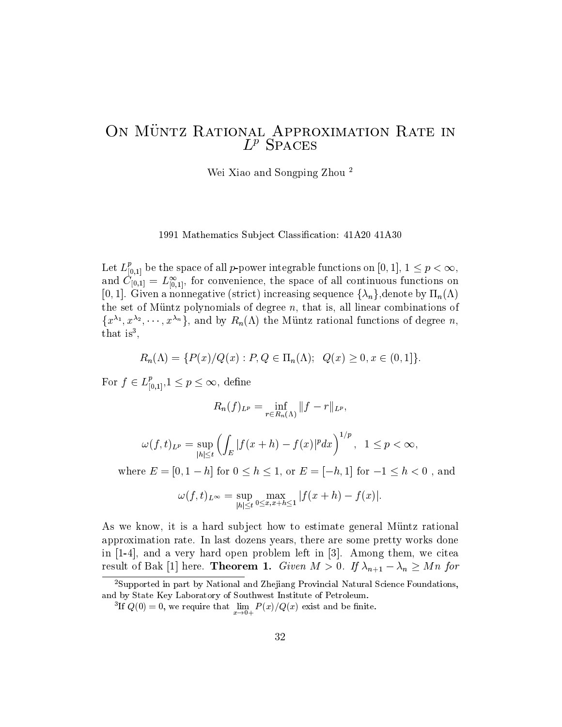# On Müntz Rational Approximation Rate in $L^p$ Spaces

Wei Xiao and Songping Zhou [2]

1991 Mathematics Subject Classification: 41A20 41A30

Let $L^p_{[0,1]}$ be the space of all $p$-power integrable functions on $[0,1]$, $1 \le p < \infty$, and $C_{[0,1]} = L^\infty_{[0,1]}$, for convenience, the space of all continuous functions on $[0,1]$. Given a nonnegative (strict) increasing sequence $\{\lambda_n\}$,denote by $\Pi_n(\Lambda)$ the set of Müntz polynomials of degree $n$, that is, all linear combinations of $\{x^{\lambda_1}, x^{\lambda_2}, \cdots, x^{\lambda_n}\}$, and by $R_n(\Lambda)$ the Müntz rational functions of degree $n$, that is[3],

$$R_n(\Lambda) = \{P(x)/Q(x) : P, Q \in \Pi_n(\Lambda); \quad Q(x) \ge 0, x \in (0,1]\}.$$

For $f \in L^p_{[0,1]}$,$1 \le p \le \infty$, define

$$R_n(f)_{L^p} = \inf_{r \in R_n(\Lambda)} \|f - r\|_{L^p},$$

$$\omega(f,t)_{L^p} = \sup_{|h| \le t} \left( \int_E |f(x+h) - f(x)|^p dx \right)^{1/p}, \quad 1 \le p < \infty,$$

where $E = [0, 1-h]$ for $0 \le h \le 1$, or $E = [-h, 1]$ for $-1 \le h < 0$ , and

$$\omega(f,t)_{L^\infty} = \sup_{|h| \le t} \max_{0 \le x, x+h \le 1} |f(x+h) - f(x)|.$$

As we know, it is a hard subject how to estimate general Müntz rational approximation rate. In last dozens years, there are some pretty works done in [1-4], and a very hard open problem left in [3]. Among them, we citea result of Bak [1] here. **Theorem 1.** *Given $M > 0$. If $\lambda_{n+1} - \lambda_n \ge Mn$ for*

---

[2] Supported in part by National and Zhejiang Provincial Natural Science Foundations, and by State Key Laboratory of Southwest Institute of Petroleum.

[3] If $Q(0) = 0$, we require that $\lim_{x \to 0+} P(x)/Q(x)$ exist and be finite.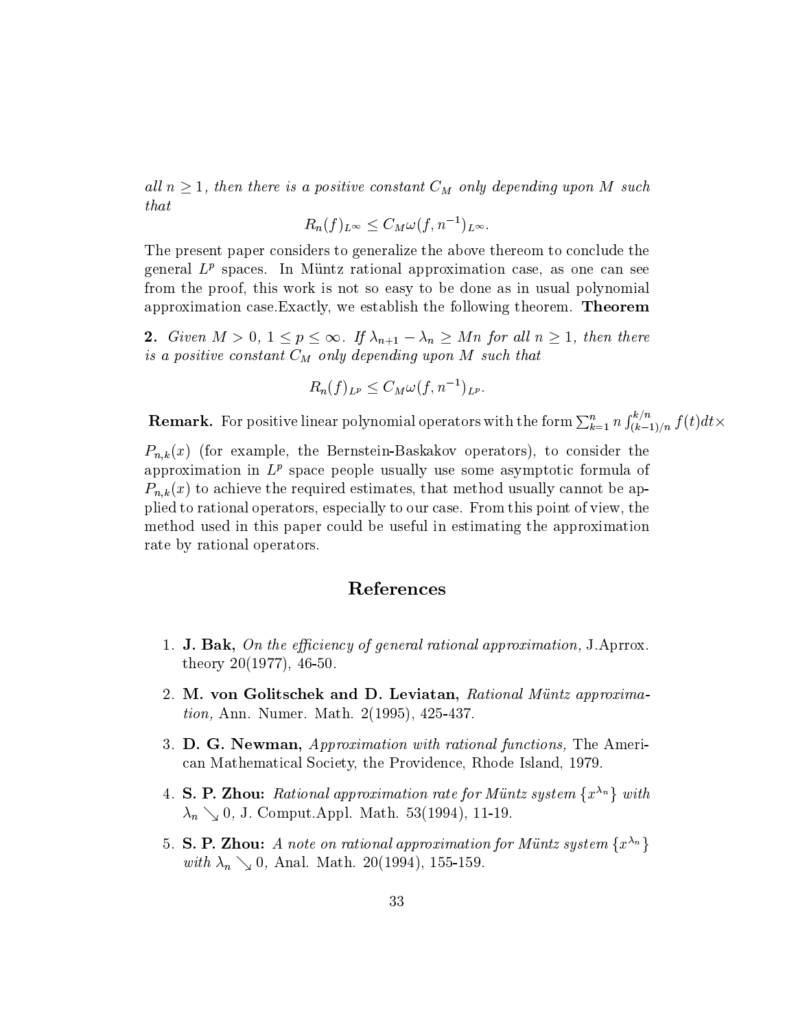*all $n \geq 1$, then there is a positive constant $C_M$ only depending upon $M$ such that*

$$R_n(f)_{L^\infty} \leq C_M \omega(f, n^{-1})_{L^\infty}.$$

The present paper considers to generalize the above thereom to conclude the general $L^p$ spaces. In Müntz rational approximation case, as one can see from the proof, this work is not so easy to be done as in usual polynomial approximation case.Exactly, we establish the following theorem. **Theorem 2.** *Given $M > 0$, $1 \leq p \leq \infty$. If $\lambda_{n+1} - \lambda_n \geq Mn$ for all $n \geq 1$, then there is a positive constant $C_M$ only depending upon $M$ such that*

$$R_n(f)_{L^p} \leq C_M \omega(f, n^{-1})_{L^p}.$$

**Remark.** For positive linear polynomial operators with the form $\sum_{k=1}^{n} n \int_{(k-1)/n}^{k/n} f(t)dt \times P_{n,k}(x)$ (for example, the Bernstein-Baskakov operators), to consider the approximation in $L^p$ space people usually use some asymptotic formula of $P_{n,k}(x)$ to achieve the required estimates, that method usually cannot be applied to rational operators, especially to our case. From this point of view, the method used in this paper could be useful in estimating the approximation rate by rational operators.

## References

1. **J. Bak,** *On the efficiency of general rational approximation,* J.Aprrox. theory 20(1977), 46-50.
2. **M. von Golitschek and D. Leviatan,** *Rational Müntz approximation,* Ann. Numer. Math. 2(1995), 425-437.
3. **D. G. Newman,** *Approximation with rational functions,* The American Mathematical Society, the Providence, Rhode Island, 1979.
4. **S. P. Zhou:** *Rational approximation rate for Müntz system $\{x^{\lambda_n}\}$ with $\lambda_n \searrow 0$,* J. Comput.Appl. Math. 53(1994), 11-19.
5. **S. P. Zhou:** *A note on rational approximation for Müntz system $\{x^{\lambda_n}\}$ with $\lambda_n \searrow 0$,* Anal. Math. 20(1994), 155-159.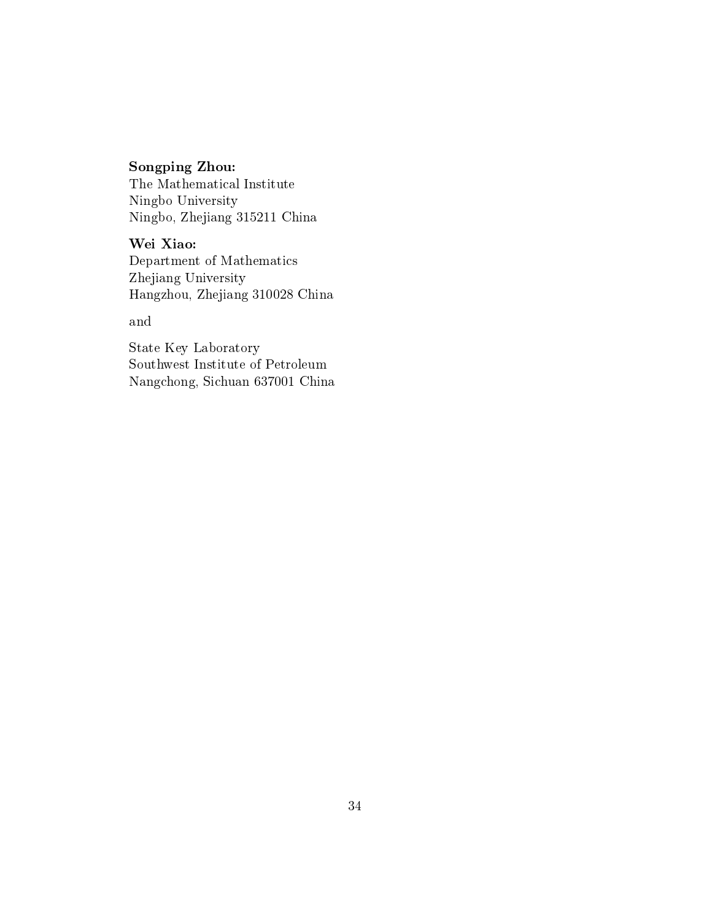**Songping Zhou:**
The Mathematical Institute
Ningbo University
Ningbo, Zhejiang 315211 China

**Wei Xiao:**
Department of Mathematics
Zhejiang University
Hangzhou, Zhejiang 310028 China

and

State Key Laboratory
Southwest Institute of Petroleum
Nangchong, Sichuan 637001 China